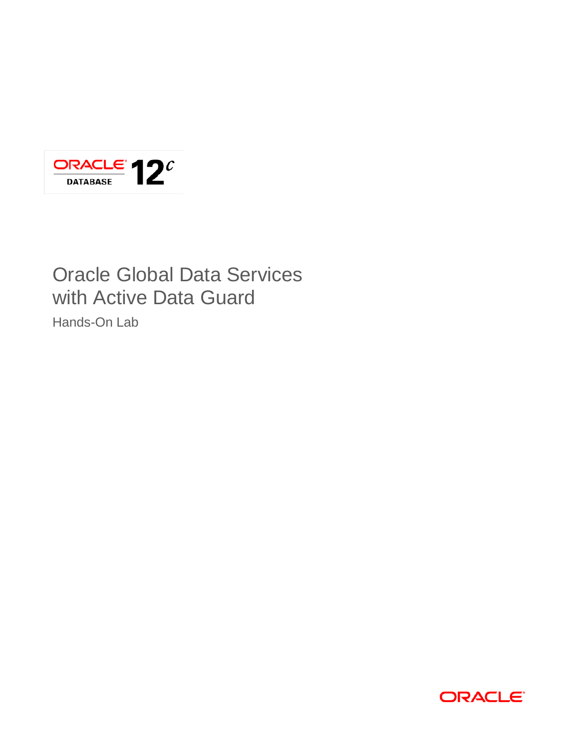ORACLE DATABASE 12c

# Oracle Global Data Services with Active Data Guard

Hands-On Lab

ORACLE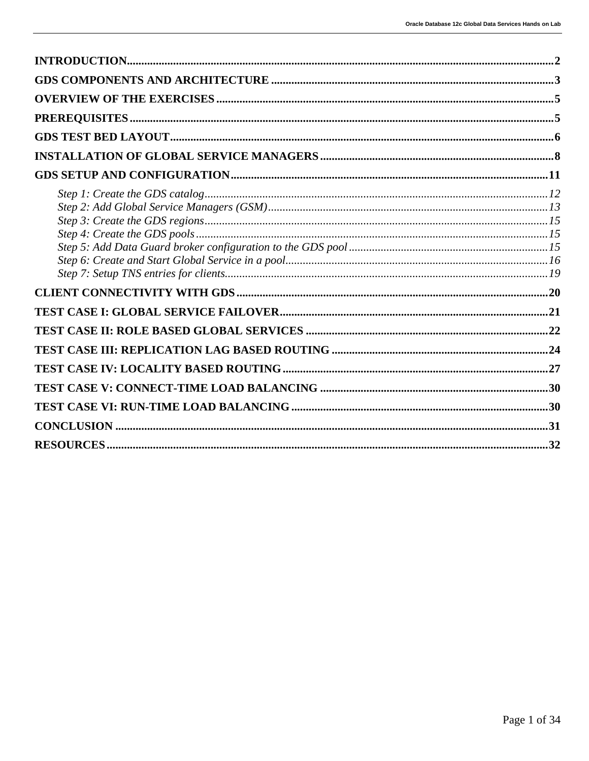**INTRODUCTION** .......... 2

**GDS COMPONENTS AND ARCHITECTURE** .......... 3

**OVERVIEW OF THE EXERCISES** .......... 5

**PREREQUISITES** .......... 5

**GDS TEST BED LAYOUT** .......... 6

**INSTALLATION OF GLOBAL SERVICE MANAGERS** .......... 8

**GDS SETUP AND CONFIGURATION** .......... 11

- *Step 1: Create the GDS catalog* .......... 12
- *Step 2: Add Global Service Managers (GSM)* .......... 13
- *Step 3: Create the GDS regions* .......... 15
- *Step 4: Create the GDS pools* .......... 15
- *Step 5: Add Data Guard broker configuration to the GDS pool* .......... 15
- *Step 6: Create and Start Global Service in a pool* .......... 16
- *Step 7: Setup TNS entries for clients* .......... 19

**CLIENT CONNECTIVITY WITH GDS** .......... 20

**TEST CASE I: GLOBAL SERVICE FAILOVER** .......... 21

**TEST CASE II: ROLE BASED GLOBAL SERVICES** .......... 22

**TEST CASE III: REPLICATION LAG BASED ROUTING** .......... 24

**TEST CASE IV: LOCALITY BASED ROUTING** .......... 27

**TEST CASE V: CONNECT-TIME LOAD BALANCING** .......... 30

**TEST CASE VI: RUN-TIME LOAD BALANCING** .......... 30

**CONCLUSION** .......... 31

**RESOURCES** .......... 32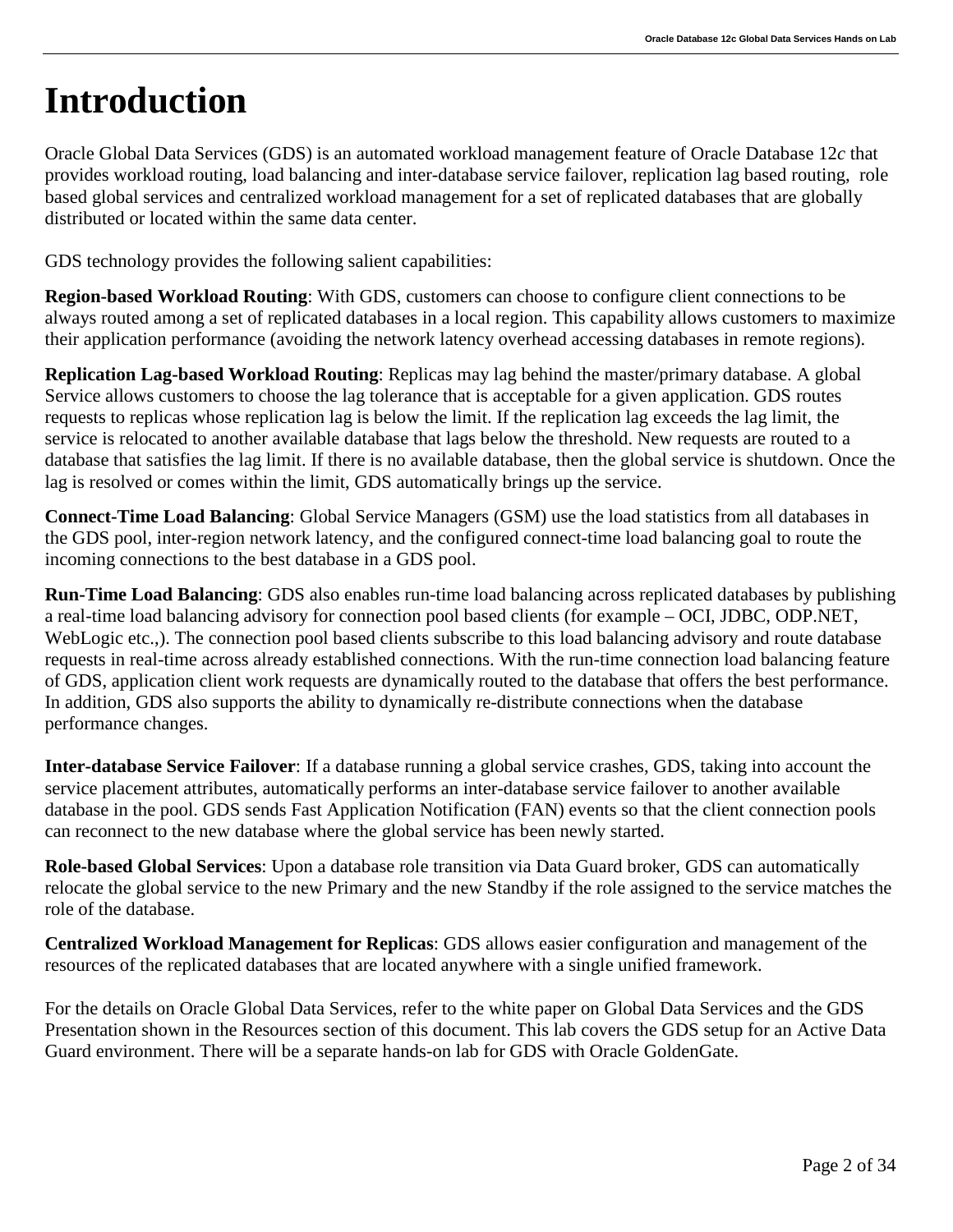# Introduction

Oracle Global Data Services (GDS) is an automated workload management feature of Oracle Database 12*c* that provides workload routing, load balancing and inter-database service failover, replication lag based routing, role based global services and centralized workload management for a set of replicated databases that are globally distributed or located within the same data center.

GDS technology provides the following salient capabilities:

**Region-based Workload Routing**: With GDS, customers can choose to configure client connections to be always routed among a set of replicated databases in a local region. This capability allows customers to maximize their application performance (avoiding the network latency overhead accessing databases in remote regions).

**Replication Lag-based Workload Routing**: Replicas may lag behind the master/primary database. A global Service allows customers to choose the lag tolerance that is acceptable for a given application. GDS routes requests to replicas whose replication lag is below the limit. If the replication lag exceeds the lag limit, the service is relocated to another available database that lags below the threshold. New requests are routed to a database that satisfies the lag limit. If there is no available database, then the global service is shutdown. Once the lag is resolved or comes within the limit, GDS automatically brings up the service.

**Connect-Time Load Balancing**: Global Service Managers (GSM) use the load statistics from all databases in the GDS pool, inter-region network latency, and the configured connect-time load balancing goal to route the incoming connections to the best database in a GDS pool.

**Run-Time Load Balancing**: GDS also enables run-time load balancing across replicated databases by publishing a real-time load balancing advisory for connection pool based clients (for example – OCI, JDBC, ODP.NET, WebLogic etc.,). The connection pool based clients subscribe to this load balancing advisory and route database requests in real-time across already established connections. With the run-time connection load balancing feature of GDS, application client work requests are dynamically routed to the database that offers the best performance. In addition, GDS also supports the ability to dynamically re-distribute connections when the database performance changes.

**Inter-database Service Failover**: If a database running a global service crashes, GDS, taking into account the service placement attributes, automatically performs an inter-database service failover to another available database in the pool. GDS sends Fast Application Notification (FAN) events so that the client connection pools can reconnect to the new database where the global service has been newly started.

**Role-based Global Services**: Upon a database role transition via Data Guard broker, GDS can automatically relocate the global service to the new Primary and the new Standby if the role assigned to the service matches the role of the database.

**Centralized Workload Management for Replicas**: GDS allows easier configuration and management of the resources of the replicated databases that are located anywhere with a single unified framework.

For the details on Oracle Global Data Services, refer to the white paper on Global Data Services and the GDS Presentation shown in the Resources section of this document. This lab covers the GDS setup for an Active Data Guard environment. There will be a separate hands-on lab for GDS with Oracle GoldenGate.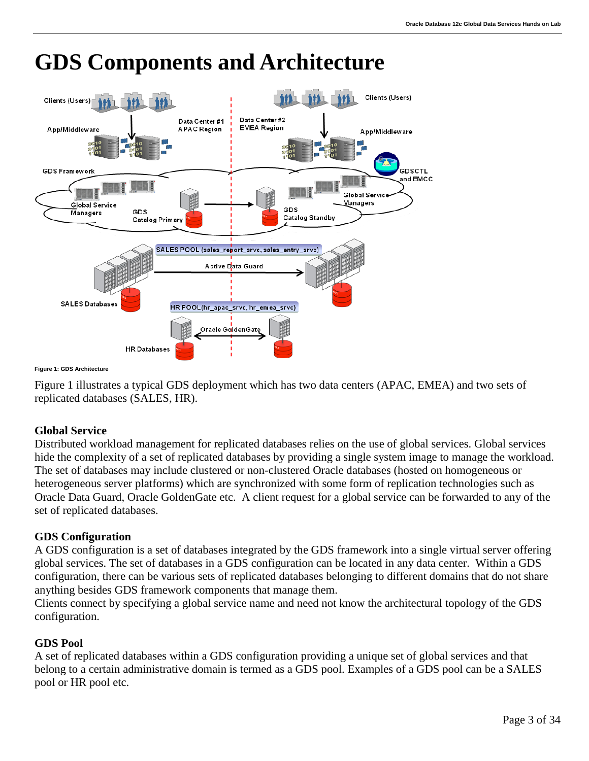# GDS Components and Architecture

Figure 1: GDS Architecture

Figure 1 illustrates a typical GDS deployment which has two data centers (APAC, EMEA) and two sets of replicated databases (SALES, HR).

### Global Service

Distributed workload management for replicated databases relies on the use of global services. Global services hide the complexity of a set of replicated databases by providing a single system image to manage the workload. The set of databases may include clustered or non-clustered Oracle databases (hosted on homogeneous or heterogeneous server platforms) which are synchronized with some form of replication technologies such as Oracle Data Guard, Oracle GoldenGate etc. A client request for a global service can be forwarded to any of the set of replicated databases.

### GDS Configuration

A GDS configuration is a set of databases integrated by the GDS framework into a single virtual server offering global services. The set of databases in a GDS configuration can be located in any data center. Within a GDS configuration, there can be various sets of replicated databases belonging to different domains that do not share anything besides GDS framework components that manage them.

Clients connect by specifying a global service name and need not know the architectural topology of the GDS configuration.

### GDS Pool

A set of replicated databases within a GDS configuration providing a unique set of global services and that belong to a certain administrative domain is termed as a GDS pool. Examples of a GDS pool can be a SALES pool or HR pool etc.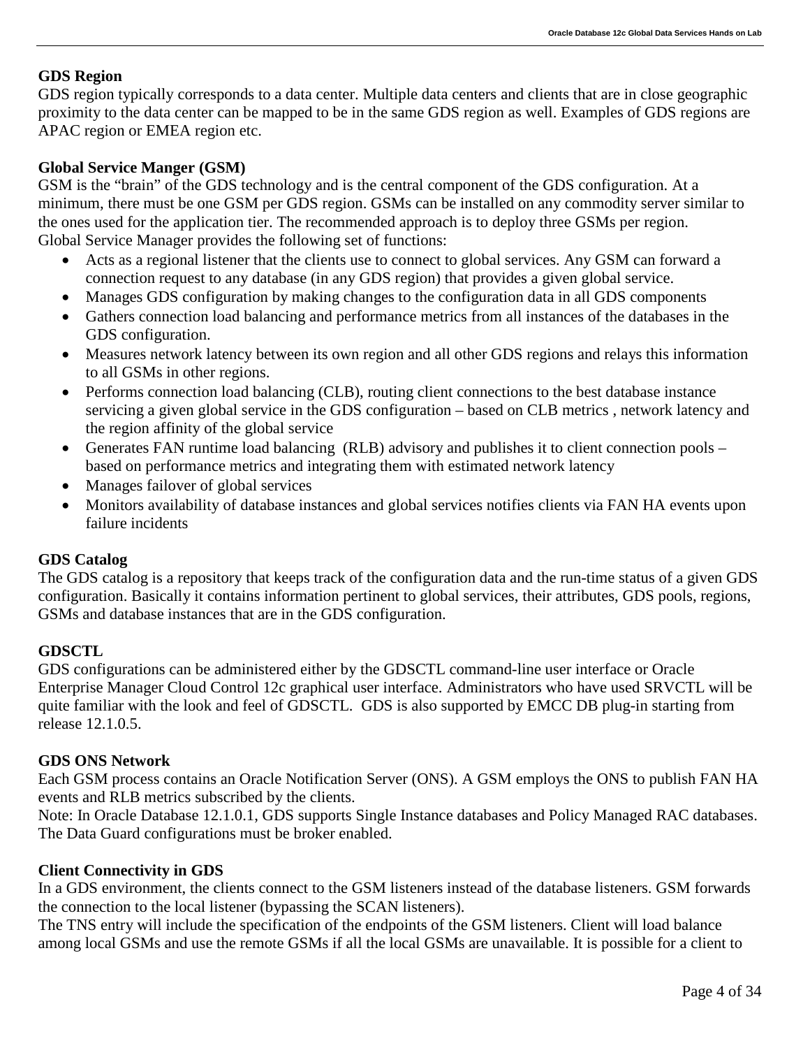**GDS Region**

GDS region typically corresponds to a data center. Multiple data centers and clients that are in close geographic proximity to the data center can be mapped to be in the same GDS region as well. Examples of GDS regions are APAC region or EMEA region etc.

**Global Service Manger (GSM)**

GSM is the "brain" of the GDS technology and is the central component of the GDS configuration. At a minimum, there must be one GSM per GDS region. GSMs can be installed on any commodity server similar to the ones used for the application tier. The recommended approach is to deploy three GSMs per region.
Global Service Manager provides the following set of functions:

- Acts as a regional listener that the clients use to connect to global services. Any GSM can forward a connection request to any database (in any GDS region) that provides a given global service.
- Manages GDS configuration by making changes to the configuration data in all GDS components
- Gathers connection load balancing and performance metrics from all instances of the databases in the GDS configuration.
- Measures network latency between its own region and all other GDS regions and relays this information to all GSMs in other regions.
- Performs connection load balancing (CLB), routing client connections to the best database instance servicing a given global service in the GDS configuration – based on CLB metrics , network latency and the region affinity of the global service
- Generates FAN runtime load balancing (RLB) advisory and publishes it to client connection pools – based on performance metrics and integrating them with estimated network latency
- Manages failover of global services
- Monitors availability of database instances and global services notifies clients via FAN HA events upon failure incidents

**GDS Catalog**

The GDS catalog is a repository that keeps track of the configuration data and the run-time status of a given GDS configuration. Basically it contains information pertinent to global services, their attributes, GDS pools, regions, GSMs and database instances that are in the GDS configuration.

**GDSCTL**

GDS configurations can be administered either by the GDSCTL command-line user interface or Oracle Enterprise Manager Cloud Control 12c graphical user interface. Administrators who have used SRVCTL will be quite familiar with the look and feel of GDSCTL. GDS is also supported by EMCC DB plug-in starting from release 12.1.0.5.

**GDS ONS Network**

Each GSM process contains an Oracle Notification Server (ONS). A GSM employs the ONS to publish FAN HA events and RLB metrics subscribed by the clients.
Note: In Oracle Database 12.1.0.1, GDS supports Single Instance databases and Policy Managed RAC databases. The Data Guard configurations must be broker enabled.

**Client Connectivity in GDS**

In a GDS environment, the clients connect to the GSM listeners instead of the database listeners. GSM forwards the connection to the local listener (bypassing the SCAN listeners).
The TNS entry will include the specification of the endpoints of the GSM listeners. Client will load balance among local GSMs and use the remote GSMs if all the local GSMs are unavailable. It is possible for a client to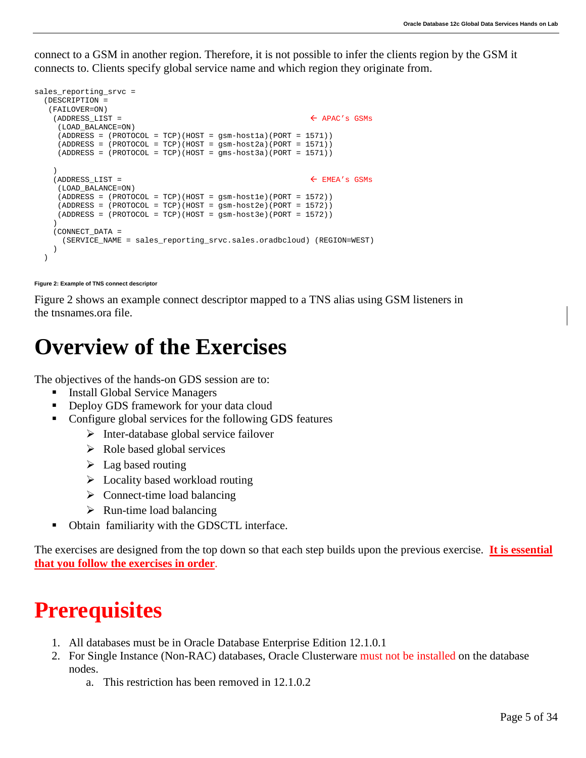connect to a GSM in another region. Therefore, it is not possible to infer the clients region by the GSM it connects to. Clients specify global service name and which region they originate from.

```
sales_reporting_srvc =
  (DESCRIPTION =
   (FAILOVER=ON)
    (ADDRESS_LIST =                                   ← APAC's GSMs
     (LOAD_BALANCE=ON)
     (ADDRESS = (PROTOCOL = TCP)(HOST = gsm-host1a)(PORT = 1571))
     (ADDRESS = (PROTOCOL = TCP)(HOST = gsm-host2a)(PORT = 1571))
     (ADDRESS = (PROTOCOL = TCP)(HOST = gms-host3a)(PORT = 1571))

    )
    (ADDRESS_LIST =                                   ← EMEA's GSMs
     (LOAD_BALANCE=ON)
     (ADDRESS = (PROTOCOL = TCP)(HOST = gsm-host1e)(PORT = 1572))
     (ADDRESS = (PROTOCOL = TCP)(HOST = gsm-host2e)(PORT = 1572))
     (ADDRESS = (PROTOCOL = TCP)(HOST = gsm-host3e)(PORT = 1572))
    )
    (CONNECT_DATA =
      (SERVICE_NAME = sales_reporting_srvc.sales.oradbcloud) (REGION=WEST)
    )
  )
```

**Figure 2: Example of TNS connect descriptor**

Figure 2 shows an example connect descriptor mapped to a TNS alias using GSM listeners in the tnsnames.ora file.

# Overview of the Exercises

The objectives of the hands-on GDS session are to:

- Install Global Service Managers
- Deploy GDS framework for your data cloud
- Configure global services for the following GDS features
  - Inter-database global service failover
  - Role based global services
  - Lag based routing
  - Locality based workload routing
  - Connect-time load balancing
  - Run-time load balancing
- Obtain familiarity with the GDSCTL interface.

The exercises are designed from the top down so that each step builds upon the previous exercise. **It is essential that you follow the exercises in order**.

# Prerequisites

1. All databases must be in Oracle Database Enterprise Edition 12.1.0.1
2. For Single Instance (Non-RAC) databases, Oracle Clusterware must not be installed on the database nodes.
   a. This restriction has been removed in 12.1.0.2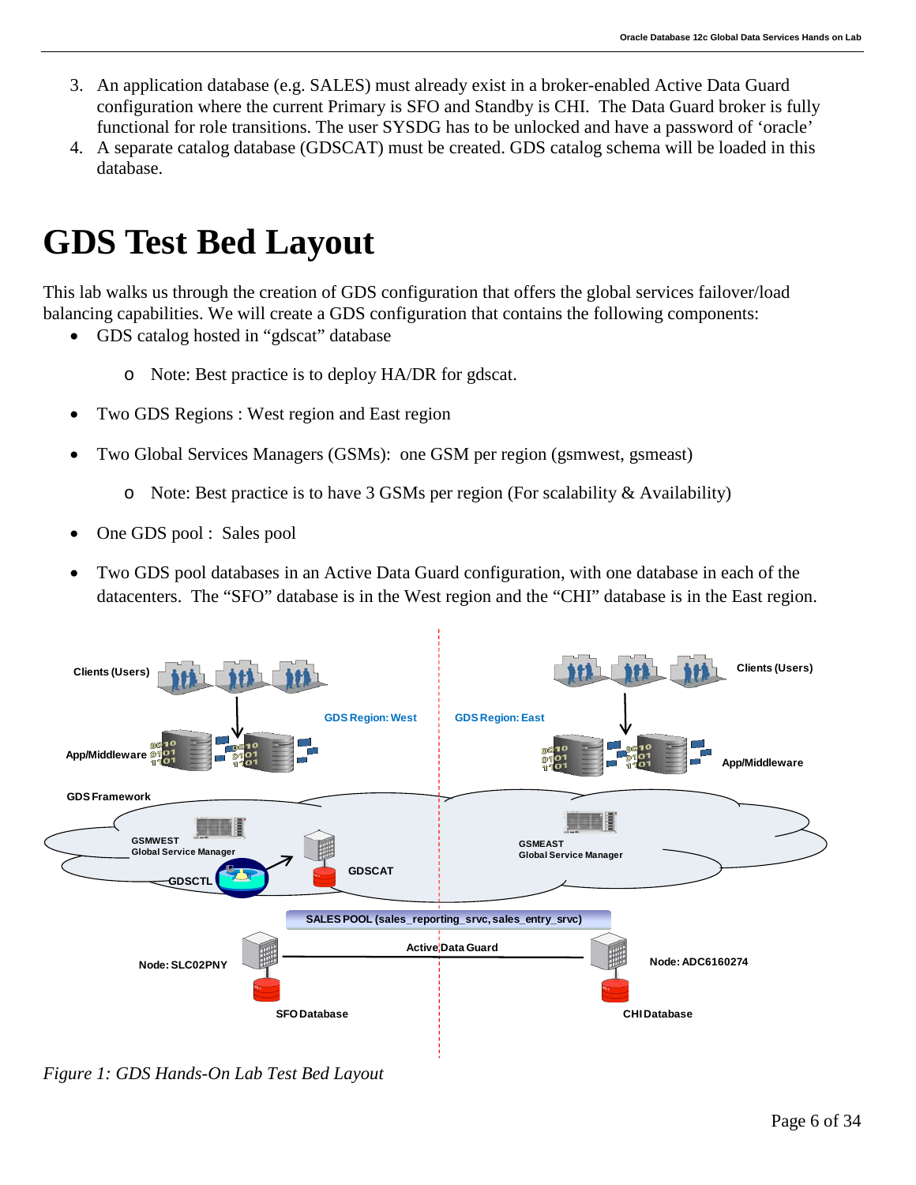3. An application database (e.g. SALES) must already exist in a broker-enabled Active Data Guard configuration where the current Primary is SFO and Standby is CHI. The Data Guard broker is fully functional for role transitions. The user SYSDG has to be unlocked and have a password of 'oracle'
4. A separate catalog database (GDSCAT) must be created. GDS catalog schema will be loaded in this database.

# GDS Test Bed Layout

This lab walks us through the creation of GDS configuration that offers the global services failover/load balancing capabilities. We will create a GDS configuration that contains the following components:

- GDS catalog hosted in "gdscat" database
  - Note: Best practice is to deploy HA/DR for gdscat.
- Two GDS Regions : West region and East region
- Two Global Services Managers (GSMs): one GSM per region (gsmwest, gsmeast)
  - Note: Best practice is to have 3 GSMs per region (For scalability & Availability)
- One GDS pool : Sales pool
- Two GDS pool databases in an Active Data Guard configuration, with one database in each of the datacenters. The "SFO" database is in the West region and the "CHI" database is in the East region.

*Figure 1: GDS Hands-On Lab Test Bed Layout*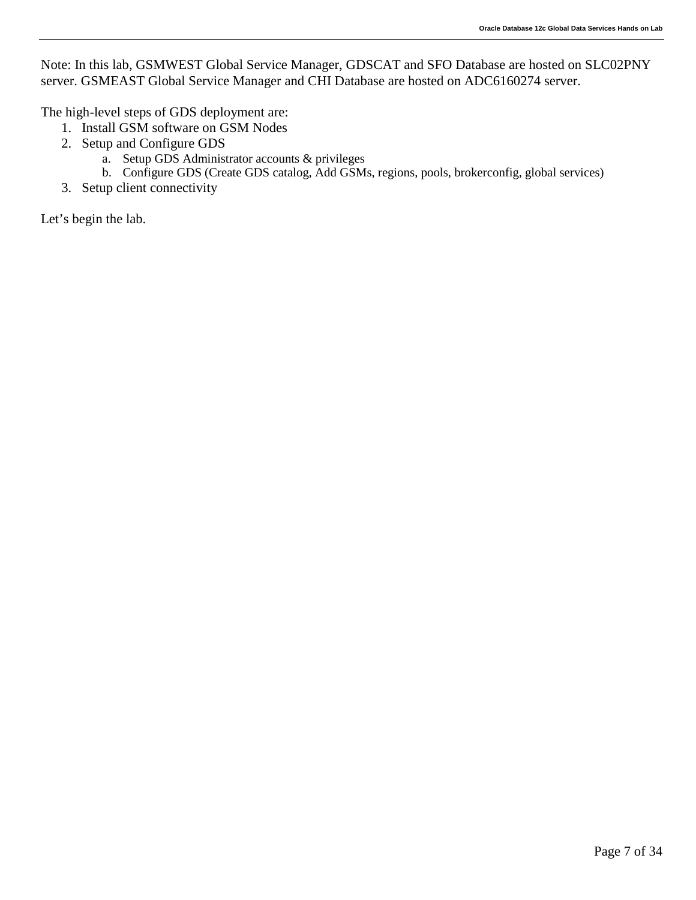Note: In this lab, GSMWEST Global Service Manager, GDSCAT and SFO Database are hosted on SLC02PNY server. GSMEAST Global Service Manager and CHI Database are hosted on ADC6160274 server.

The high-level steps of GDS deployment are:

1. Install GSM software on GSM Nodes
2. Setup and Configure GDS
    a. Setup GDS Administrator accounts & privileges
    b. Configure GDS (Create GDS catalog, Add GSMs, regions, pools, brokerconfig, global services)
3. Setup client connectivity

Let's begin the lab.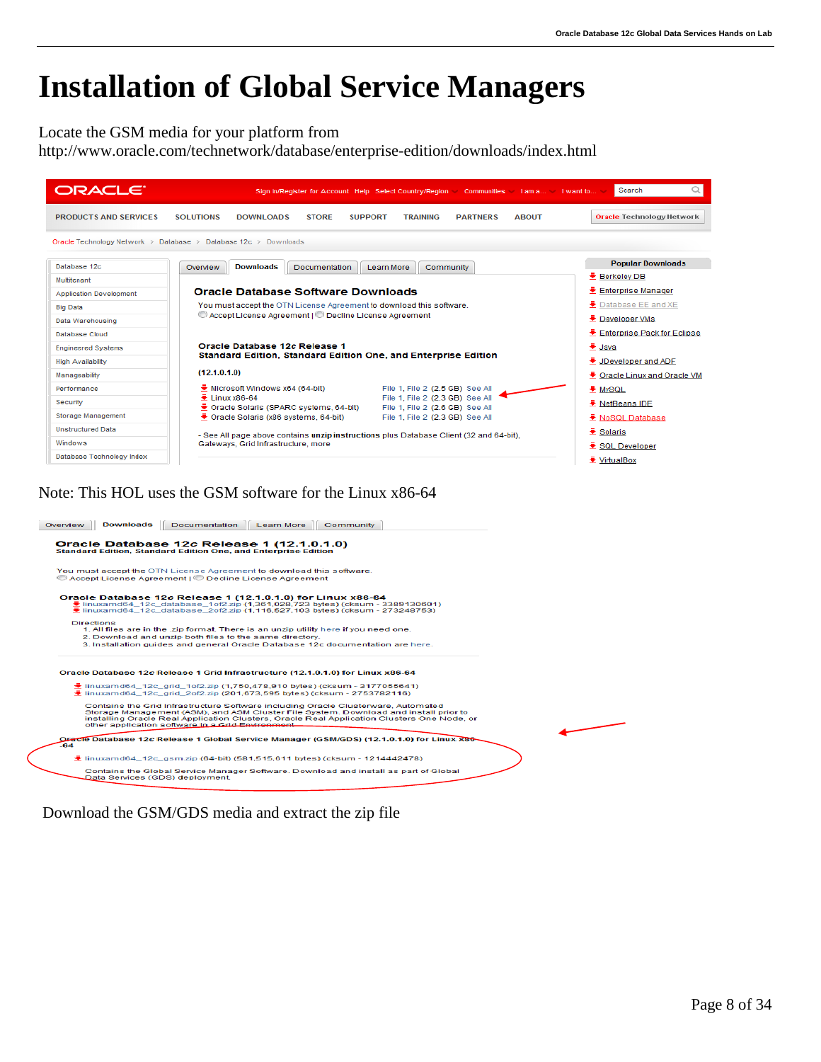# Installation of Global Service Managers

Locate the GSM media for your platform from
http://www.oracle.com/technetwork/database/enterprise-edition/downloads/index.html

Note: This HOL uses the GSM software for the Linux x86-64

Download the GSM/GDS media and extract the zip file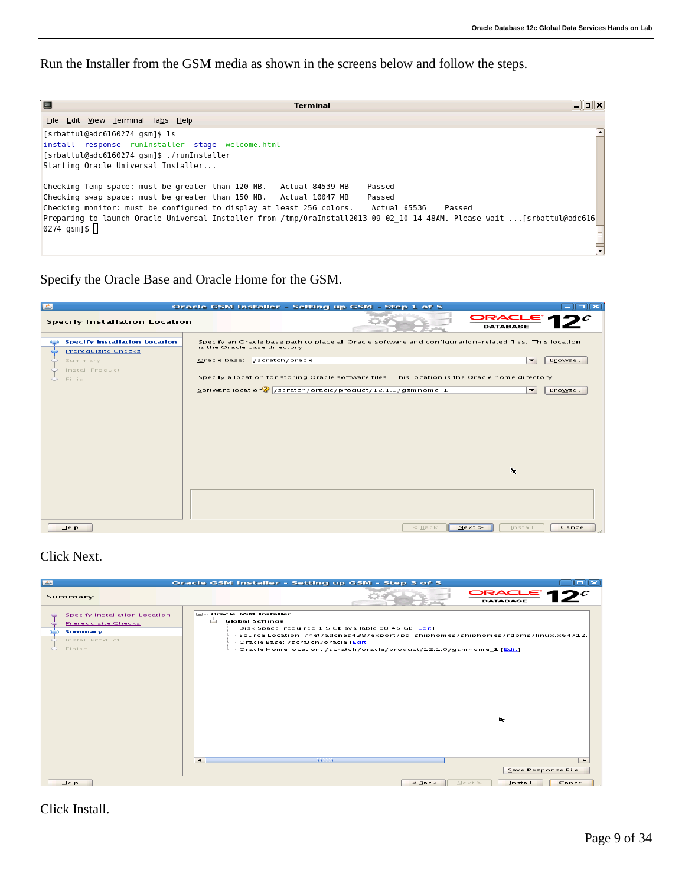Run the Installer from the GSM media as shown in the screens below and follow the steps.

```
[srbattul@adc6160274 gsm]$ ls
install  response  runInstaller  stage  welcome.html
[srbattul@adc6160274 gsm]$ ./runInstaller
Starting Oracle Universal Installer...

Checking Temp space: must be greater than 120 MB.   Actual 84539 MB    Passed
Checking swap space: must be greater than 150 MB.   Actual 10047 MB    Passed
Checking monitor: must be configured to display at least 256 colors.    Actual 65536    Passed
Preparing to launch Oracle Universal Installer from /tmp/OraInstall2013-09-02_10-14-48AM. Please wait ...[srbattul@adc6160274 gsm]$
```

Specify the Oracle Base and Oracle Home for the GSM.

Click Next.

Click Install.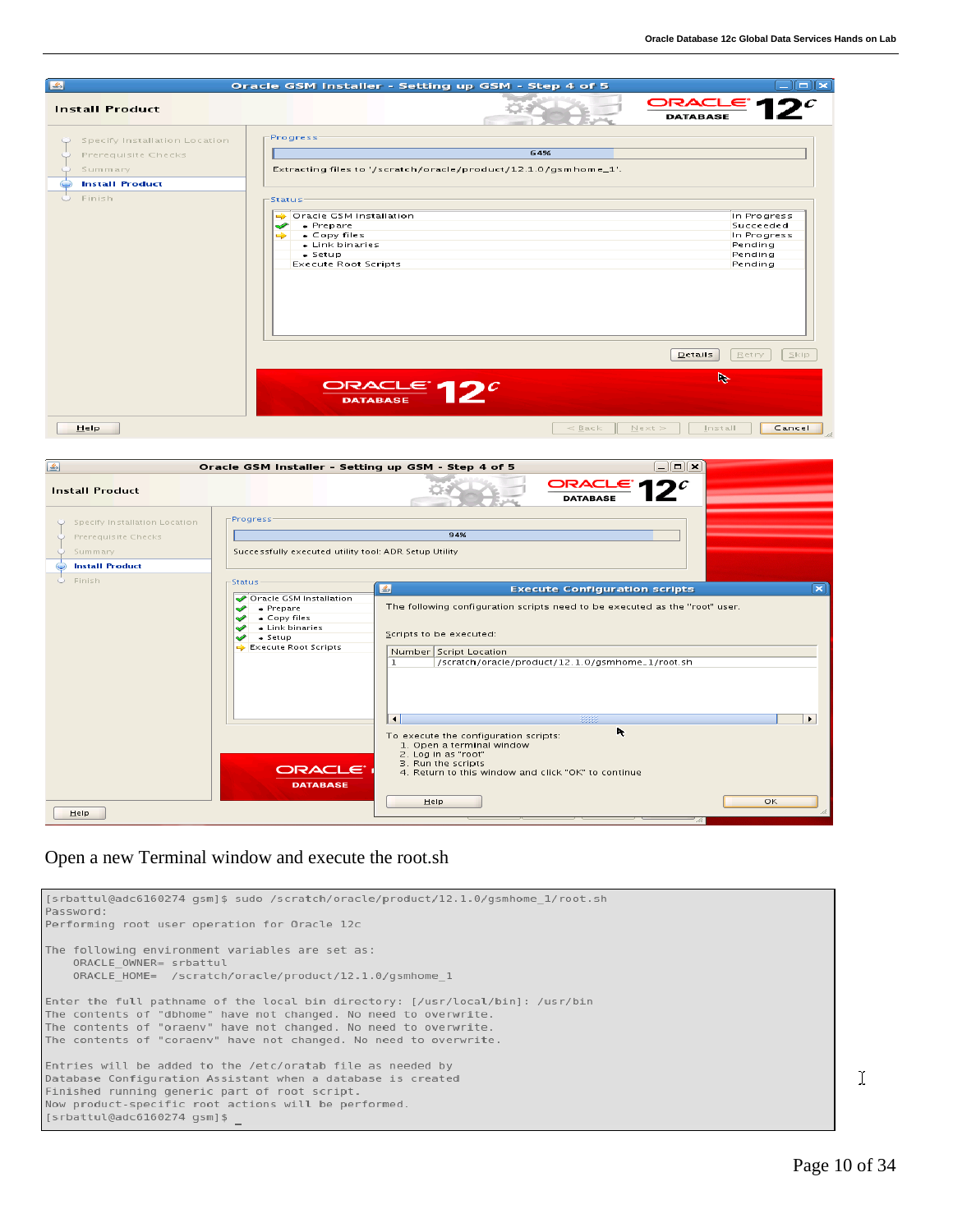Open a new Terminal window and execute the root.sh

```
[srbattul@adc6160274 gsm]$ sudo /scratch/oracle/product/12.1.0/gsmhome_1/root.sh
Password:
Performing root user operation for Oracle 12c

The following environment variables are set as:
    ORACLE_OWNER= srbattul
    ORACLE_HOME=  /scratch/oracle/product/12.1.0/gsmhome_1

Enter the full pathname of the local bin directory: [/usr/local/bin]: /usr/bin
The contents of "dbhome" have not changed. No need to overwrite.
The contents of "oraenv" have not changed. No need to overwrite.
The contents of "coraenv" have not changed. No need to overwrite.

Entries will be added to the /etc/oratab file as needed by
Database Configuration Assistant when a database is created
Finished running generic part of root script.
Now product-specific root actions will be performed.
[srbattul@adc6160274 gsm]$ _
```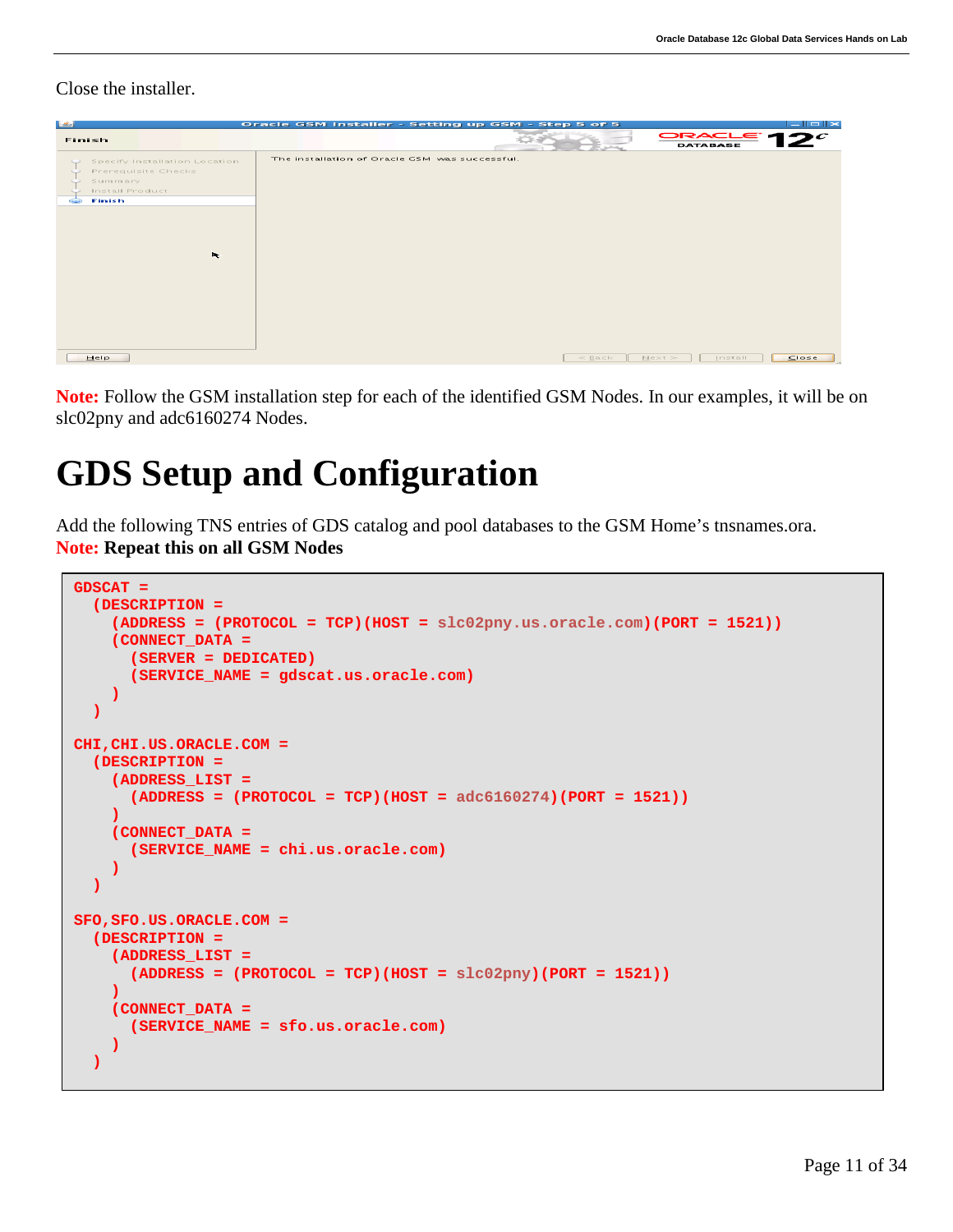Close the installer.

**Note:** Follow the GSM installation step for each of the identified GSM Nodes. In our examples, it will be on slc02pny and adc6160274 Nodes.

# GDS Setup and Configuration

Add the following TNS entries of GDS catalog and pool databases to the GSM Home's tnsnames.ora.
**Note: Repeat this on all GSM Nodes**

```
GDSCAT =
  (DESCRIPTION =
    (ADDRESS = (PROTOCOL = TCP)(HOST = slc02pny.us.oracle.com)(PORT = 1521))
    (CONNECT_DATA =
      (SERVER = DEDICATED)
      (SERVICE_NAME = gdscat.us.oracle.com)
    )
  )

CHI,CHI.US.ORACLE.COM =
  (DESCRIPTION =
    (ADDRESS_LIST =
      (ADDRESS = (PROTOCOL = TCP)(HOST = adc6160274)(PORT = 1521))
    )
    (CONNECT_DATA =
      (SERVICE_NAME = chi.us.oracle.com)
    )
  )

SFO,SFO.US.ORACLE.COM =
  (DESCRIPTION =
    (ADDRESS_LIST =
      (ADDRESS = (PROTOCOL = TCP)(HOST = slc02pny)(PORT = 1521))
    )
    (CONNECT_DATA =
      (SERVICE_NAME = sfo.us.oracle.com)
    )
  )
```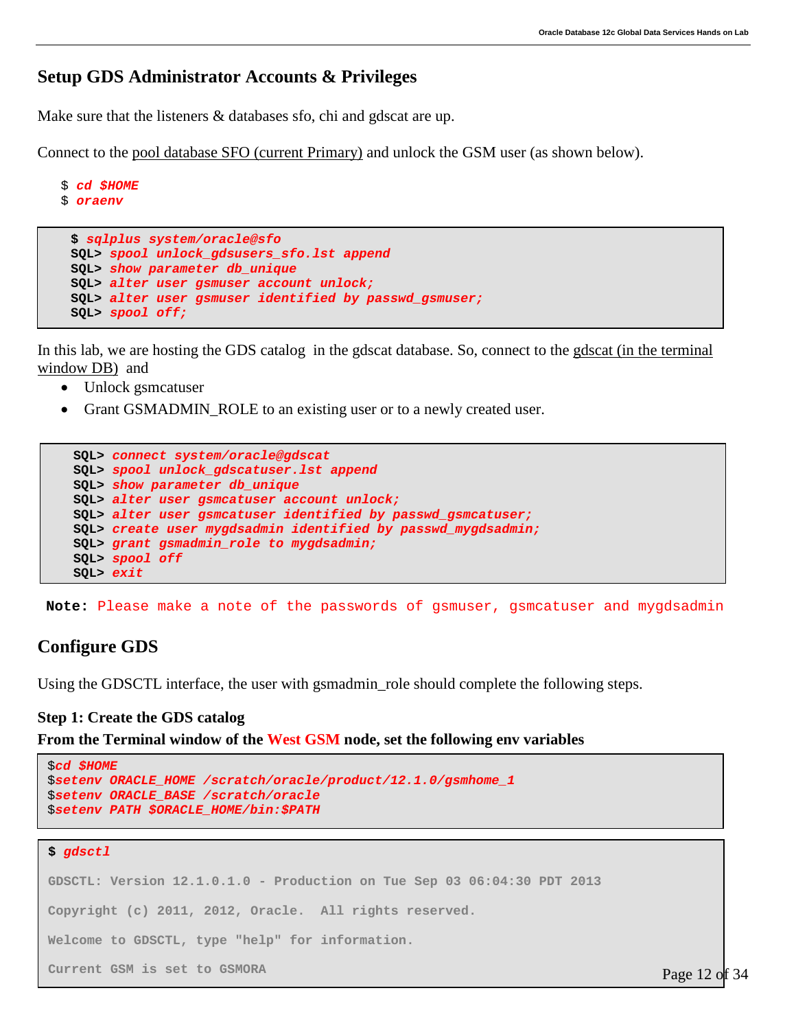## Setup GDS Administrator Accounts & Privileges

Make sure that the listeners & databases sfo, chi and gdscat are up.

Connect to the pool database SFO (current Primary) and unlock the GSM user (as shown below).

```
$ cd $HOME
$ oraenv
```

```
$ sqlplus system/oracle@sfo
SQL> spool unlock_gdsusers_sfo.lst append
SQL> show parameter db_unique
SQL> alter user gsmuser account unlock;
SQL> alter user gsmuser identified by passwd_gsmuser;
SQL> spool off;
```

In this lab, we are hosting the GDS catalog in the gdscat database. So, connect to the gdscat (in the terminal window DB) and

- Unlock gsmcatuser
- Grant GSMADMIN_ROLE to an existing user or to a newly created user.

```
SQL> connect system/oracle@gdscat
SQL> spool unlock_gdscatuser.lst append
SQL> show parameter db_unique
SQL> alter user gsmcatuser account unlock;
SQL> alter user gsmcatuser identified by passwd_gsmcatuser;
SQL> create user mygdsadmin identified by passwd_mygdsadmin;
SQL> grant gsmadmin_role to mygdsadmin;
SQL> spool off
SQL> exit
```

**Note:** Please make a note of the passwords of gsmuser, gsmcatuser and mygdsadmin

## Configure GDS

Using the GDSCTL interface, the user with gsmadmin_role should complete the following steps.

**Step 1: Create the GDS catalog**

**From the Terminal window of the West GSM node, set the following env variables**

```
$cd $HOME
$setenv ORACLE_HOME /scratch/oracle/product/12.1.0/gsmhome_1
$setenv ORACLE_BASE /scratch/oracle
$setenv PATH $ORACLE_HOME/bin:$PATH
```

```
$ gdsctl

GDSCTL: Version 12.1.0.1.0 - Production on Tue Sep 03 06:04:30 PDT 2013

Copyright (c) 2011, 2012, Oracle.  All rights reserved.

Welcome to GDSCTL, type "help" for information.

Current GSM is set to GSMORA
```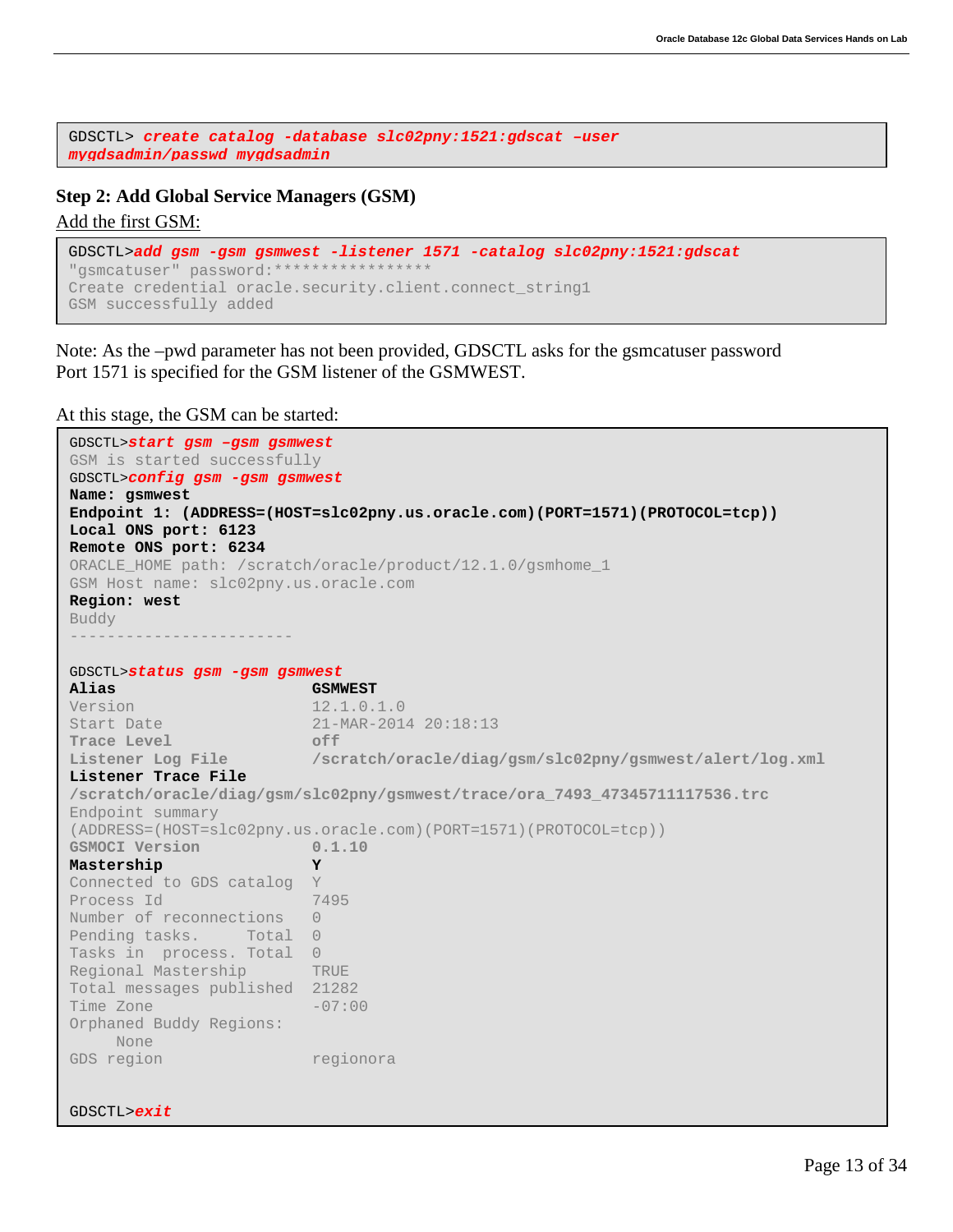```
GDSCTL> create catalog -database slc02pny:1521:gdscat –user
mygdsadmin/passwd mygdsadmin
```

**Step 2: Add Global Service Managers (GSM)**

Add the first GSM:

```
GDSCTL>add gsm -gsm gsmwest -listener 1571 -catalog slc02pny:1521:gdscat
"gsmcatuser" password:*****************
Create credential oracle.security.client.connect_string1
GSM successfully added
```

Note: As the –pwd parameter has not been provided, GDSCTL asks for the gsmcatuser password
Port 1571 is specified for the GSM listener of the GSMWEST.

At this stage, the GSM can be started:

```
GDSCTL>start gsm –gsm gsmwest
GSM is started successfully
GDSCTL>config gsm -gsm gsmwest
Name: gsmwest
Endpoint 1: (ADDRESS=(HOST=slc02pny.us.oracle.com)(PORT=1571)(PROTOCOL=tcp))
Local ONS port: 6123
Remote ONS port: 6234
ORACLE_HOME path: /scratch/oracle/product/12.1.0/gsmhome_1
GSM Host name: slc02pny.us.oracle.com
Region: west
Buddy
------------------------

GDSCTL>status gsm -gsm gsmwest
Alias                      GSMWEST
Version                    12.1.0.1.0
Start Date                 21-MAR-2014 20:18:13
Trace Level                off
Listener Log File          /scratch/oracle/diag/gsm/slc02pny/gsmwest/alert/log.xml
Listener Trace File
/scratch/oracle/diag/gsm/slc02pny/gsmwest/trace/ora_7493_47345711117536.trc
Endpoint summary
(ADDRESS=(HOST=slc02pny.us.oracle.com)(PORT=1571)(PROTOCOL=tcp))
GSMOCI Version             0.1.10
Mastership                 Y
Connected to GDS catalog   Y
Process Id                 7495
Number of reconnections    0
Pending tasks.     Total   0
Tasks in  process. Total   0
Regional Mastership        TRUE
Total messages published   21282
Time Zone                  -07:00
Orphaned Buddy Regions:
     None
GDS region                 regionora


GDSCTL>exit
```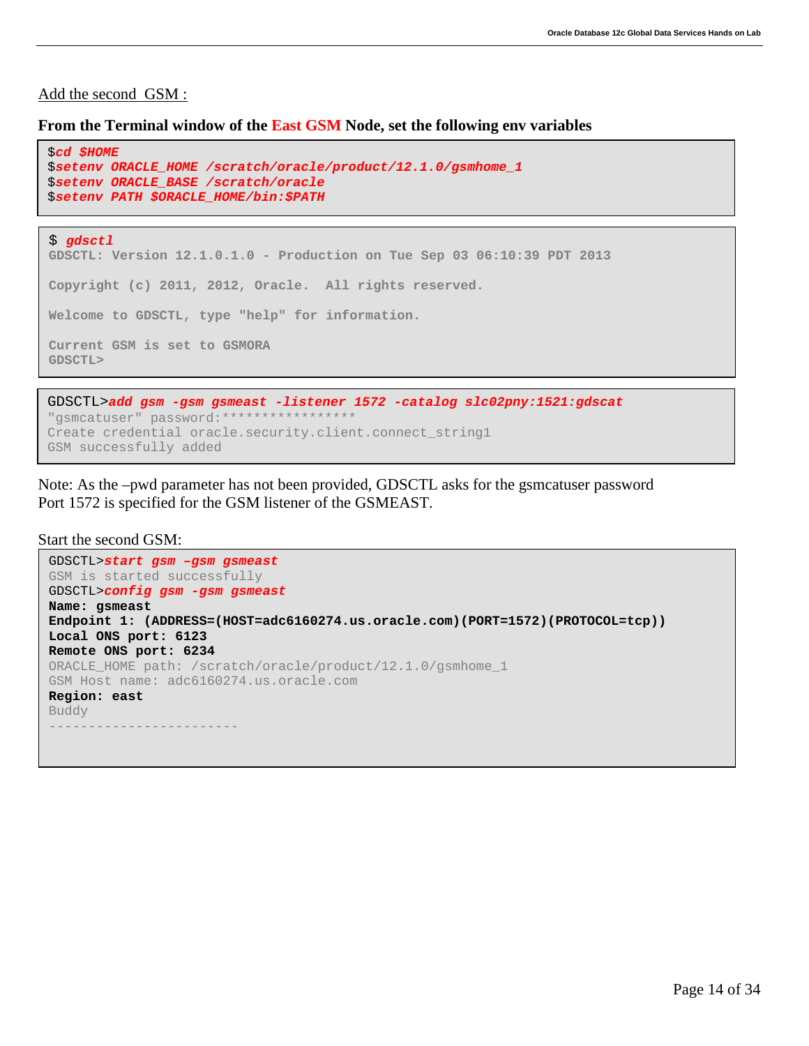Add the second GSM :

**From the Terminal window of the East GSM Node, set the following env variables**

```
$cd $HOME
$setenv ORACLE_HOME /scratch/oracle/product/12.1.0/gsmhome_1
$setenv ORACLE_BASE /scratch/oracle
$setenv PATH $ORACLE_HOME/bin:$PATH
```

```
$ gdsctl
GDSCTL: Version 12.1.0.1.0 - Production on Tue Sep 03 06:10:39 PDT 2013

Copyright (c) 2011, 2012, Oracle.  All rights reserved.

Welcome to GDSCTL, type "help" for information.

Current GSM is set to GSMORA
GDSCTL>
```

```
GDSCTL>add gsm -gsm gsmeast -listener 1572 -catalog slc02pny:1521:gdscat
"gsmcatuser" password:*****************
Create credential oracle.security.client.connect_string1
GSM successfully added
```

Note: As the –pwd parameter has not been provided, GDSCTL asks for the gsmcatuser password
Port 1572 is specified for the GSM listener of the GSMEAST.

Start the second GSM:

```
GDSCTL>start gsm –gsm gsmeast
GSM is started successfully
GDSCTL>config gsm -gsm gsmeast
Name: gsmeast
Endpoint 1: (ADDRESS=(HOST=adc6160274.us.oracle.com)(PORT=1572)(PROTOCOL=tcp))
Local ONS port: 6123
Remote ONS port: 6234
ORACLE_HOME path: /scratch/oracle/product/12.1.0/gsmhome_1
GSM Host name: adc6160274.us.oracle.com
Region: east
Buddy
------------------------
```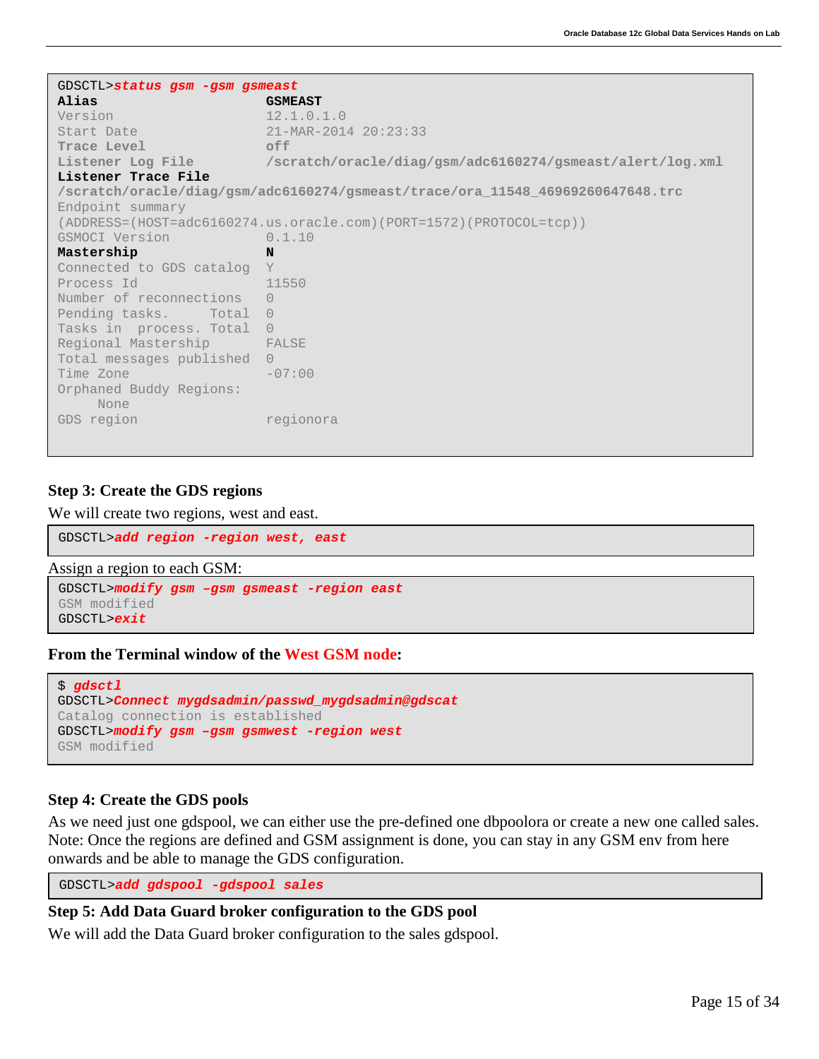```
GDSCTL>status gsm -gsm gsmeast
Alias                     GSMEAST
Version                   12.1.0.1.0
Start Date                21-MAR-2014 20:23:33
Trace Level               off
Listener Log File         /scratch/oracle/diag/gsm/adc6160274/gsmeast/alert/log.xml
Listener Trace File
/scratch/oracle/diag/gsm/adc6160274/gsmeast/trace/ora_11548_46969260647648.trc
Endpoint summary
(ADDRESS=(HOST=adc6160274.us.oracle.com)(PORT=1572)(PROTOCOL=tcp))
GSMOCI Version            0.1.10
Mastership                N
Connected to GDS catalog  Y
Process Id                11550
Number of reconnections   0
Pending tasks.     Total  0
Tasks in  process. Total  0
Regional Mastership       FALSE
Total messages published  0
Time Zone                 -07:00
Orphaned Buddy Regions:
     None
GDS region                regionora
```

### Step 3: Create the GDS regions

We will create two regions, west and east.

```
GDSCTL>add region -region west, east
```

Assign a region to each GSM:

```
GDSCTL>modify gsm –gsm gsmeast -region east
GSM modified
GDSCTL>exit
```

**From the Terminal window of the West GSM node:**

```
$ gdsctl
GDSCTL>Connect mygdsadmin/passwd_mygdsadmin@gdscat
Catalog connection is established
GDSCTL>modify gsm –gsm gsmwest -region west
GSM modified
```

### Step 4: Create the GDS pools

As we need just one gdspool, we can either use the pre-defined one dbpoolora or create a new one called sales.
Note: Once the regions are defined and GSM assignment is done, you can stay in any GSM env from here onwards and be able to manage the GDS configuration.

```
GDSCTL>add gdspool -gdspool sales
```

### Step 5: Add Data Guard broker configuration to the GDS pool

We will add the Data Guard broker configuration to the sales gdspool.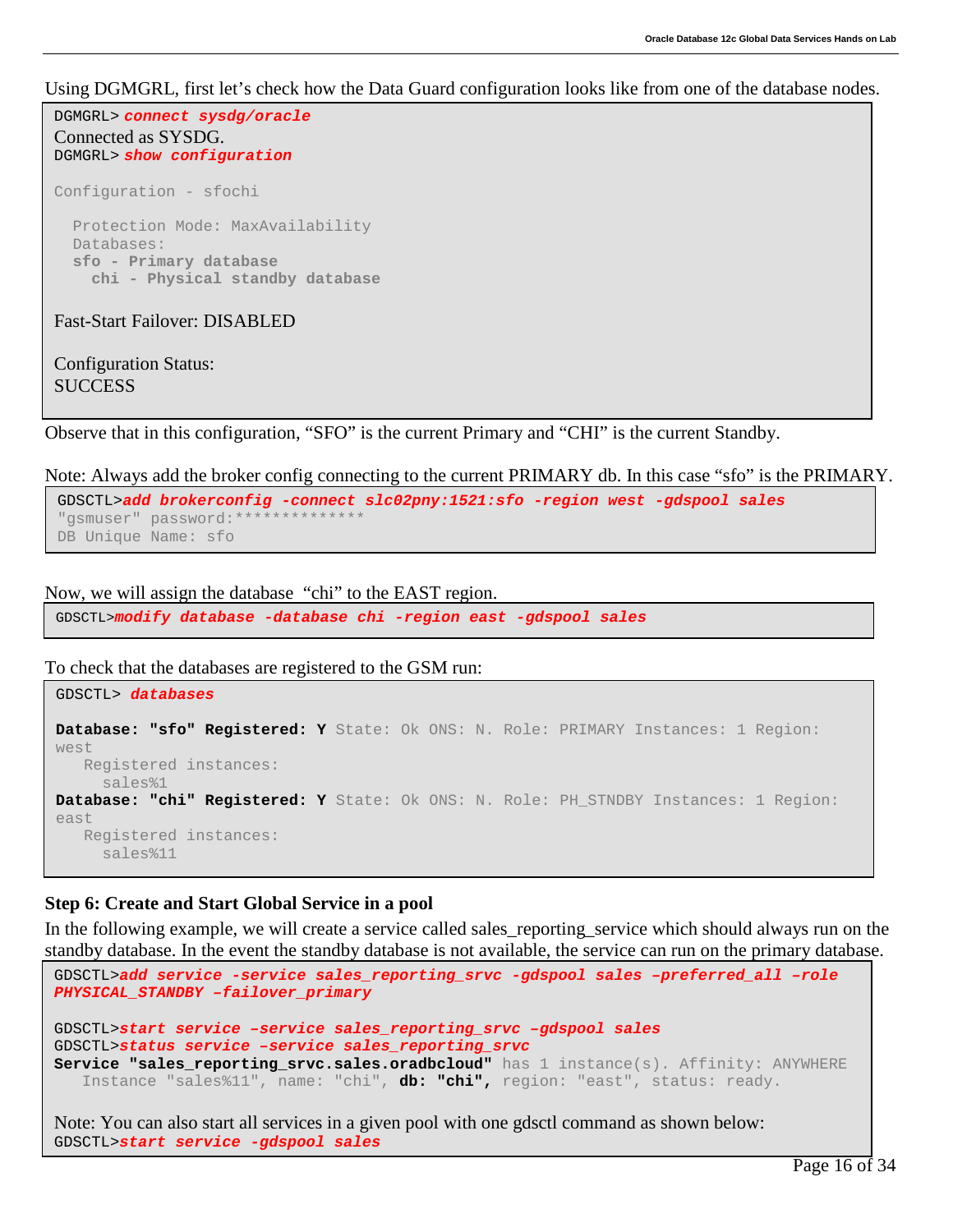Using DGMGRL, first let's check how the Data Guard configuration looks like from one of the database nodes.

```
DGMGRL> connect sysdg/oracle
Connected as SYSDG.
DGMGRL> show configuration

Configuration - sfochi

  Protection Mode: MaxAvailability
  Databases:
  sfo - Primary database
    chi - Physical standby database

Fast-Start Failover: DISABLED

Configuration Status:
SUCCESS
```

Observe that in this configuration, "SFO" is the current Primary and "CHI" is the current Standby.

Note: Always add the broker config connecting to the current PRIMARY db. In this case "sfo" is the PRIMARY.

```
GDSCTL>add brokerconfig -connect slc02pny:1521:sfo -region west -gdspool sales
"gsmuser" password:**************
DB Unique Name: sfo
```

Now, we will assign the database "chi" to the EAST region.

```
GDSCTL>modify database -database chi -region east -gdspool sales
```

To check that the databases are registered to the GSM run:

```
GDSCTL> databases

Database: "sfo" Registered: Y State: Ok ONS: N. Role: PRIMARY Instances: 1 Region:
west
   Registered instances:
     sales%1
Database: "chi" Registered: Y State: Ok ONS: N. Role: PH_STNDBY Instances: 1 Region:
east
   Registered instances:
     sales%11
```

**Step 6: Create and Start Global Service in a pool**

In the following example, we will create a service called sales_reporting_service which should always run on the standby database. In the event the standby database is not available, the service can run on the primary database.

```
GDSCTL>add service -service sales_reporting_srvc -gdspool sales –preferred_all –role
PHYSICAL_STANDBY –failover_primary

GDSCTL>start service –service sales_reporting_srvc –gdspool sales
GDSCTL>status service –service sales_reporting_srvc
Service "sales_reporting_srvc.sales.oradbcloud" has 1 instance(s). Affinity: ANYWHERE
   Instance "sales%11", name: "chi", db: "chi", region: "east", status: ready.

Note: You can also start all services in a given pool with one gdsctl command as shown below:
GDSCTL>start service -gdspool sales
```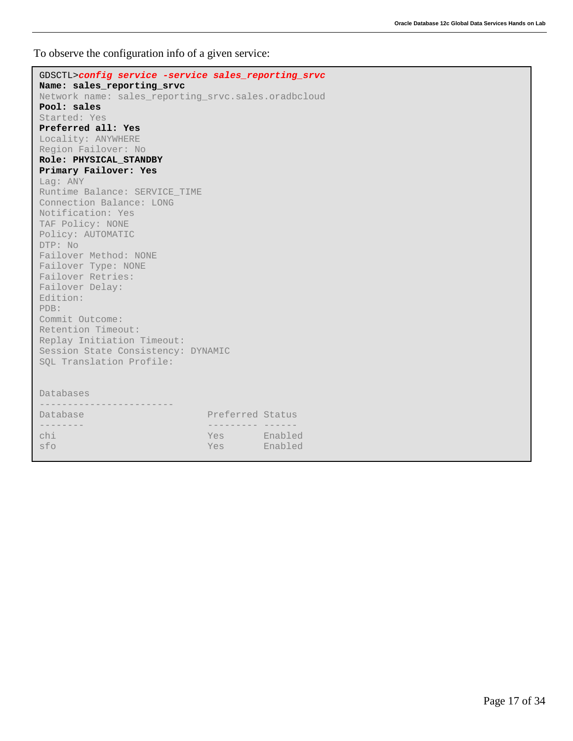To observe the configuration info of a given service:

```
GDSCTL>config service -service sales_reporting_srvc
Name: sales_reporting_srvc
Network name: sales_reporting_srvc.sales.oradbcloud
Pool: sales
Started: Yes
Preferred all: Yes
Locality: ANYWHERE
Region Failover: No
Role: PHYSICAL_STANDBY
Primary Failover: Yes
Lag: ANY
Runtime Balance: SERVICE_TIME
Connection Balance: LONG
Notification: Yes
TAF Policy: NONE
Policy: AUTOMATIC
DTP: No
Failover Method: NONE
Failover Type: NONE
Failover Retries:
Failover Delay:
Edition:
PDB:
Commit Outcome:
Retention Timeout:
Replay Initiation Timeout:
Session State Consistency: DYNAMIC
SQL Translation Profile:


Databases
------------------------
Database                     Preferred Status
--------                     --------- ------
chi                          Yes       Enabled
sfo                          Yes       Enabled
```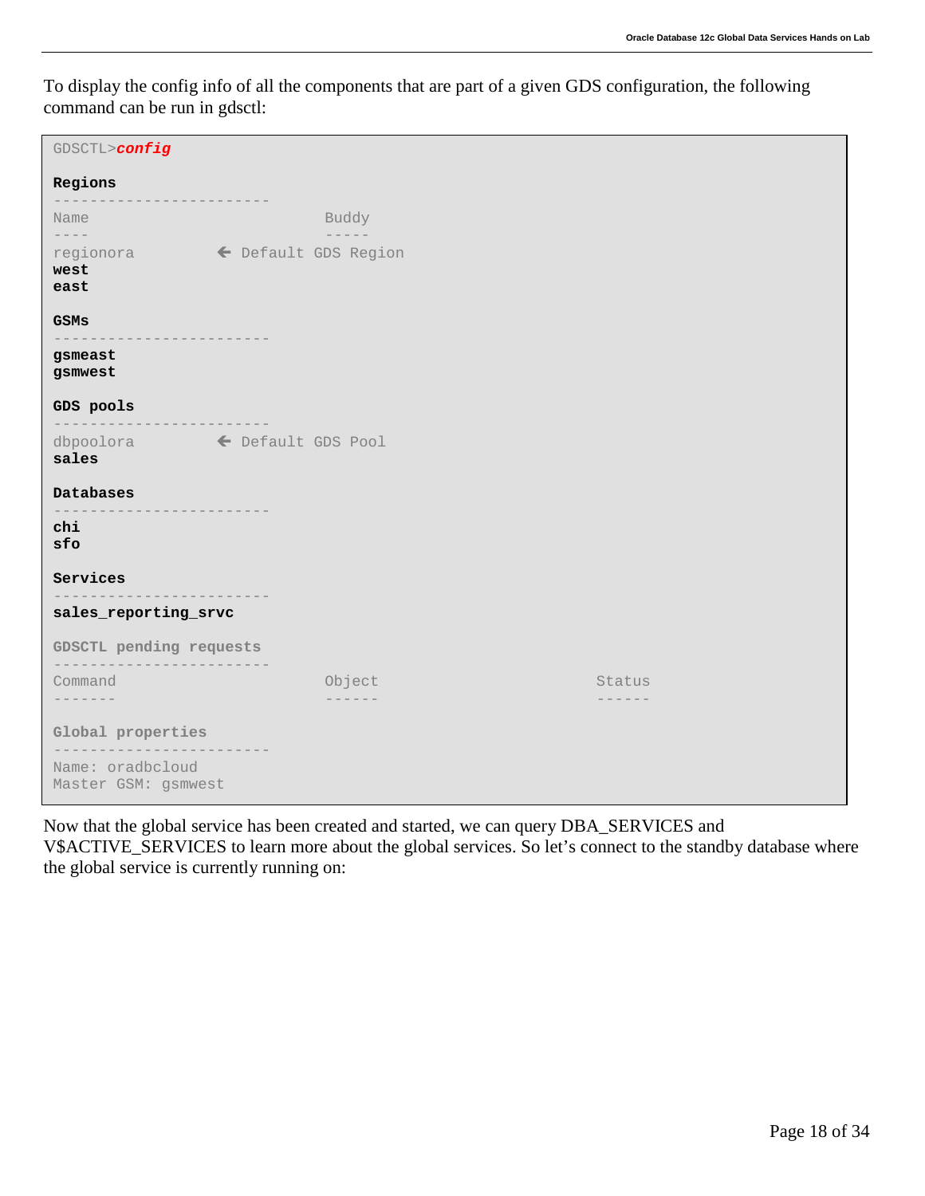To display the config info of all the components that are part of a given GDS configuration, the following command can be run in gdsctl:

```
GDSCTL>config

Regions
------------------------
Name                         Buddy
----                         -----
regionora          ← Default GDS Region
west
east

GSMs
------------------------
gsmeast
gsmwest

GDS pools
------------------------
dbpoolora          ← Default GDS Pool
sales

Databases
------------------------
chi
sfo

Services
------------------------
sales_reporting_srvc

GDSCTL pending requests
------------------------
Command                      Object                       Status
-------                      ------                       ------

Global properties
------------------------
Name: oradbcloud
Master GSM: gsmwest
```

Now that the global service has been created and started, we can query DBA_SERVICES and V$ACTIVE_SERVICES to learn more about the global services. So let's connect to the standby database where the global service is currently running on: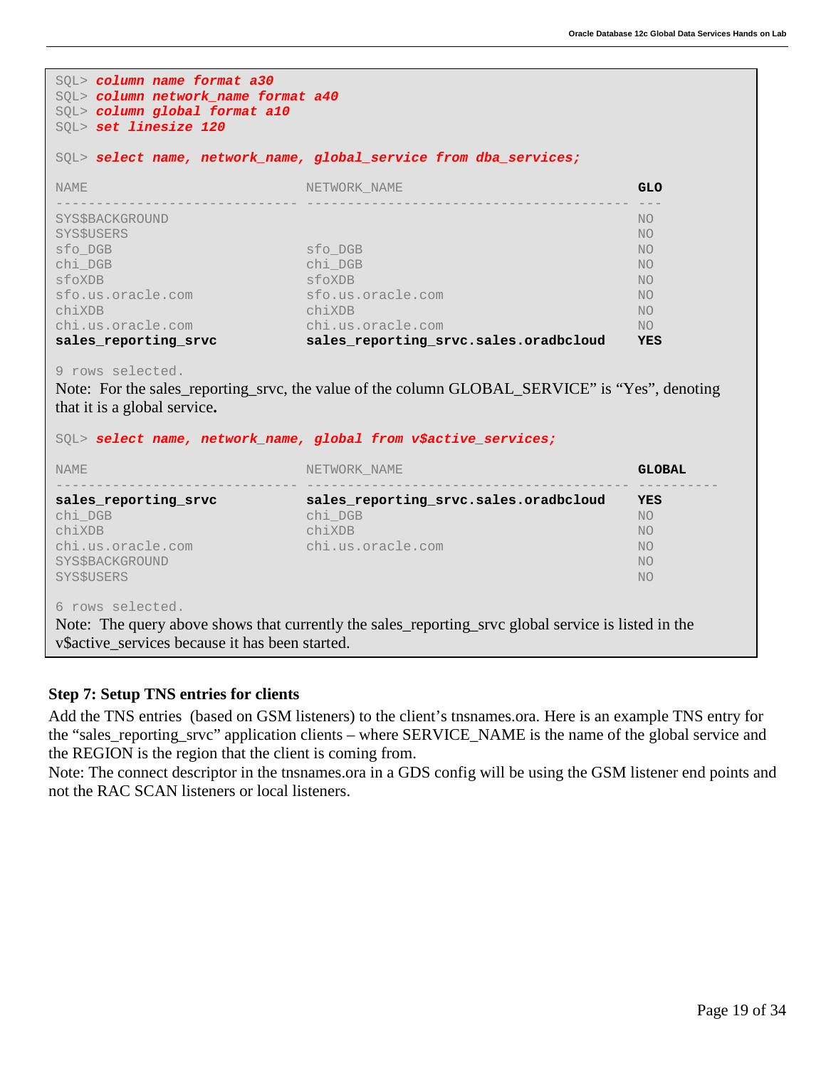```
SQL> column name format a30
SQL> column network_name format a40
SQL> column global format a10
SQL> set linesize 120

SQL> select name, network_name, global_service from dba_services;

NAME                           NETWORK_NAME                             GLO
------------------------------ ---------------------------------------- ---
SYS$BACKGROUND                                                          NO
SYS$USERS                                                               NO
sfo_DGB                        sfo_DGB                                  NO
chi_DGB                        chi_DGB                                  NO
sfoXDB                         sfoXDB                                   NO
sfo.us.oracle.com              sfo.us.oracle.com                        NO
chiXDB                         chiXDB                                   NO
chi.us.oracle.com              chi.us.oracle.com                        NO
sales_reporting_srvc           sales_reporting_srvc.sales.oradbcloud    YES

9 rows selected.
```

Note: For the sales_reporting_srvc, the value of the column GLOBAL_SERVICE" is "Yes", denoting that it is a global service.

```
SQL> select name, network_name, global from v$active_services;

NAME                           NETWORK_NAME                             GLOBAL
------------------------------ ---------------------------------------- ----------
sales_reporting_srvc           sales_reporting_srvc.sales.oradbcloud    YES
chi_DGB                        chi_DGB                                  NO
chiXDB                         chiXDB                                   NO
chi.us.oracle.com              chi.us.oracle.com                        NO
SYS$BACKGROUND                                                          NO
SYS$USERS                                                               NO

6 rows selected.
```

Note: The query above shows that currently the sales_reporting_srvc global service is listed in the v$active_services because it has been started.

### Step 7: Setup TNS entries for clients

Add the TNS entries (based on GSM listeners) to the client's tnsnames.ora. Here is an example TNS entry for the "sales_reporting_srvc" application clients – where SERVICE_NAME is the name of the global service and the REGION is the region that the client is coming from.

Note: The connect descriptor in the tnsnames.ora in a GDS config will be using the GSM listener end points and not the RAC SCAN listeners or local listeners.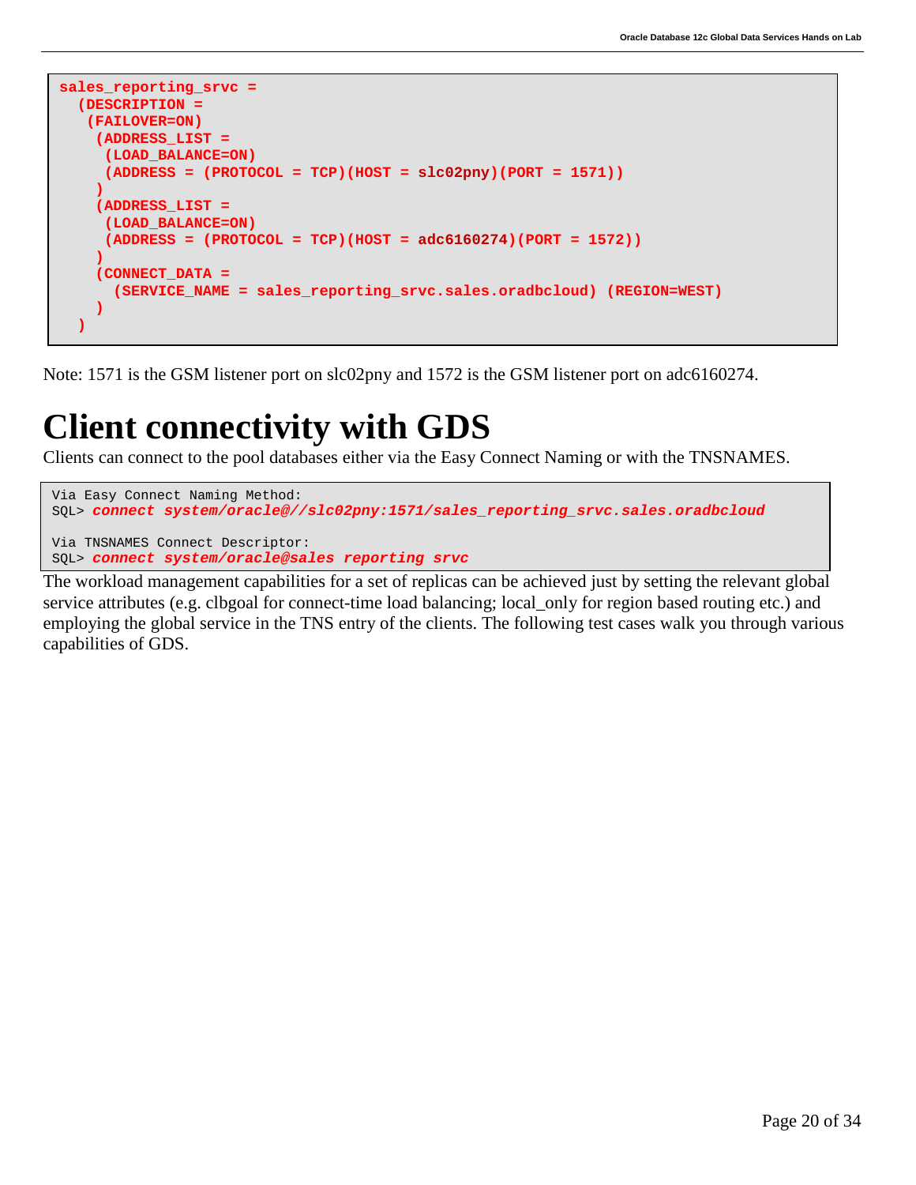```
sales_reporting_srvc =
  (DESCRIPTION =
   (FAILOVER=ON)
    (ADDRESS_LIST =
     (LOAD_BALANCE=ON)
     (ADDRESS = (PROTOCOL = TCP)(HOST = slc02pny)(PORT = 1571))
    )
    (ADDRESS_LIST =
     (LOAD_BALANCE=ON)
     (ADDRESS = (PROTOCOL = TCP)(HOST = adc6160274)(PORT = 1572))
    )
    (CONNECT_DATA =
      (SERVICE_NAME = sales_reporting_srvc.sales.oradbcloud) (REGION=WEST)
    )
  )
```

Note: 1571 is the GSM listener port on slc02pny and 1572 is the GSM listener port on adc6160274.

# Client connectivity with GDS

Clients can connect to the pool databases either via the Easy Connect Naming or with the TNSNAMES.

```
Via Easy Connect Naming Method:
SQL> connect system/oracle@//slc02pny:1571/sales_reporting_srvc.sales.oradbcloud

Via TNSNAMES Connect Descriptor:
SQL> connect system/oracle@sales_reporting_srvc
```

The workload management capabilities for a set of replicas can be achieved just by setting the relevant global service attributes (e.g. clbgoal for connect-time load balancing; local_only for region based routing etc.) and employing the global service in the TNS entry of the clients. The following test cases walk you through various capabilities of GDS.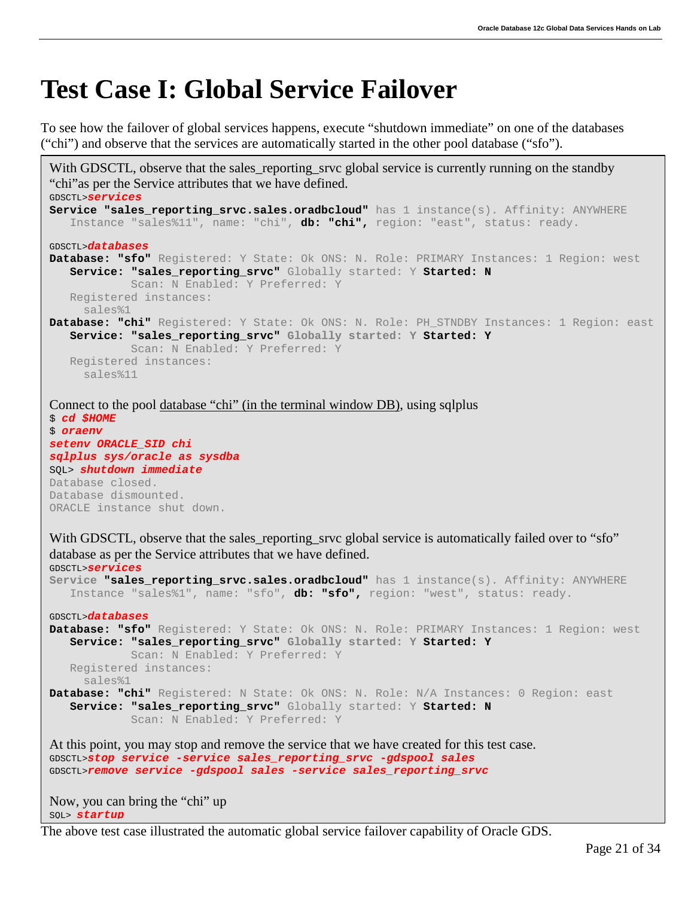# Test Case I: Global Service Failover

To see how the failover of global services happens, execute "shutdown immediate" on one of the databases ("chi") and observe that the services are automatically started in the other pool database ("sfo").

With GDSCTL, observe that the sales_reporting_srvc global service is currently running on the standby "chi"as per the Service attributes that we have defined.

```
GDSCTL>services
Service "sales_reporting_srvc.sales.oradbcloud" has 1 instance(s). Affinity: ANYWHERE
   Instance "sales%11", name: "chi", db: "chi", region: "east", status: ready.

GDSCTL>databases
Database: "sfo" Registered: Y State: Ok ONS: N. Role: PRIMARY Instances: 1 Region: west
   Service: "sales_reporting_srvc" Globally started: Y Started: N
            Scan: N Enabled: Y Preferred: Y
   Registered instances:
     sales%1
Database: "chi" Registered: Y State: Ok ONS: N. Role: PH_STNDBY Instances: 1 Region: east
   Service: "sales_reporting_srvc" Globally started: Y Started: Y
            Scan: N Enabled: Y Preferred: Y
   Registered instances:
     sales%11
```

Connect to the pool database "chi" (in the terminal window DB), using sqlplus

```
$ cd $HOME
$ oraenv
setenv ORACLE_SID chi
sqlplus sys/oracle as sysdba
SQL> shutdown immediate
Database closed.
Database dismounted.
ORACLE instance shut down.
```

With GDSCTL, observe that the sales_reporting_srvc global service is automatically failed over to "sfo" database as per the Service attributes that we have defined.

```
GDSCTL>services
Service "sales_reporting_srvc.sales.oradbcloud" has 1 instance(s). Affinity: ANYWHERE
   Instance "sales%1", name: "sfo", db: "sfo", region: "west", status: ready.

GDSCTL>databases
Database: "sfo" Registered: Y State: Ok ONS: N. Role: PRIMARY Instances: 1 Region: west
   Service: "sales_reporting_srvc" Globally started: Y Started: Y
            Scan: N Enabled: Y Preferred: Y
   Registered instances:
     sales%1
Database: "chi" Registered: N State: Ok ONS: N. Role: N/A Instances: 0 Region: east
   Service: "sales_reporting_srvc" Globally started: Y Started: N
            Scan: N Enabled: Y Preferred: Y
```

At this point, you may stop and remove the service that we have created for this test case.

```
GDSCTL>stop service -service sales_reporting_srvc -gdspool sales
GDSCTL>remove service -gdspool sales -service sales_reporting_srvc
```

Now, you can bring the "chi" up

```
SQL> startup
```

The above test case illustrated the automatic global service failover capability of Oracle GDS.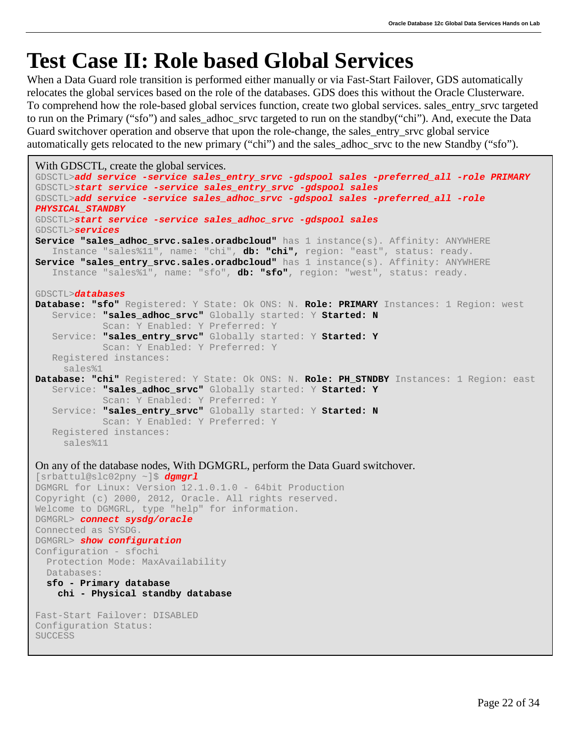# Test Case II: Role based Global Services

When a Data Guard role transition is performed either manually or via Fast-Start Failover, GDS automatically relocates the global services based on the role of the databases. GDS does this without the Oracle Clusterware. To comprehend how the role-based global services function, create two global services. sales_entry_srvc targeted to run on the Primary ("sfo") and sales_adhoc_srvc targeted to run on the standby("chi"). And, execute the Data Guard switchover operation and observe that upon the role-change, the sales_entry_srvc global service automatically gets relocated to the new primary ("chi") and the sales_adhoc_srvc to the new Standby ("sfo").

With GDSCTL, create the global services.

```
GDSCTL>add service -service sales_entry_srvc -gdspool sales -preferred_all -role PRIMARY
GDSCTL>start service -service sales_entry_srvc -gdspool sales
GDSCTL>add service -service sales_adhoc_srvc -gdspool sales -preferred_all -role
PHYSICAL_STANDBY
GDSCTL>start service -service sales_adhoc_srvc -gdspool sales
GDSCTL>services
Service "sales_adhoc_srvc.sales.oradbcloud" has 1 instance(s). Affinity: ANYWHERE
   Instance "sales%11", name: "chi", db: "chi", region: "east", status: ready.
Service "sales_entry_srvc.sales.oradbcloud" has 1 instance(s). Affinity: ANYWHERE
   Instance "sales%1", name: "sfo", db: "sfo", region: "west", status: ready.

GDSCTL>databases
Database: "sfo" Registered: Y State: Ok ONS: N. Role: PRIMARY Instances: 1 Region: west
   Service: "sales_adhoc_srvc" Globally started: Y Started: N
            Scan: Y Enabled: Y Preferred: Y
   Service: "sales_entry_srvc" Globally started: Y Started: Y
            Scan: Y Enabled: Y Preferred: Y
   Registered instances:
     sales%1
Database: "chi" Registered: Y State: Ok ONS: N. Role: PH_STNDBY Instances: 1 Region: east
   Service: "sales_adhoc_srvc" Globally started: Y Started: Y
            Scan: Y Enabled: Y Preferred: Y
   Service: "sales_entry_srvc" Globally started: Y Started: N
            Scan: Y Enabled: Y Preferred: Y
   Registered instances:
     sales%11
```

On any of the database nodes, With DGMGRL, perform the Data Guard switchover.

```
[srbattul@slc02pny ~]$ dgmgrl
DGMGRL for Linux: Version 12.1.0.1.0 - 64bit Production
Copyright (c) 2000, 2012, Oracle. All rights reserved.
Welcome to DGMGRL, type "help" for information.
DGMGRL> connect sysdg/oracle
Connected as SYSDG.
DGMGRL> show configuration
Configuration - sfochi
  Protection Mode: MaxAvailability
  Databases:
  sfo - Primary database
    chi - Physical standby database

Fast-Start Failover: DISABLED
Configuration Status:
SUCCESS
```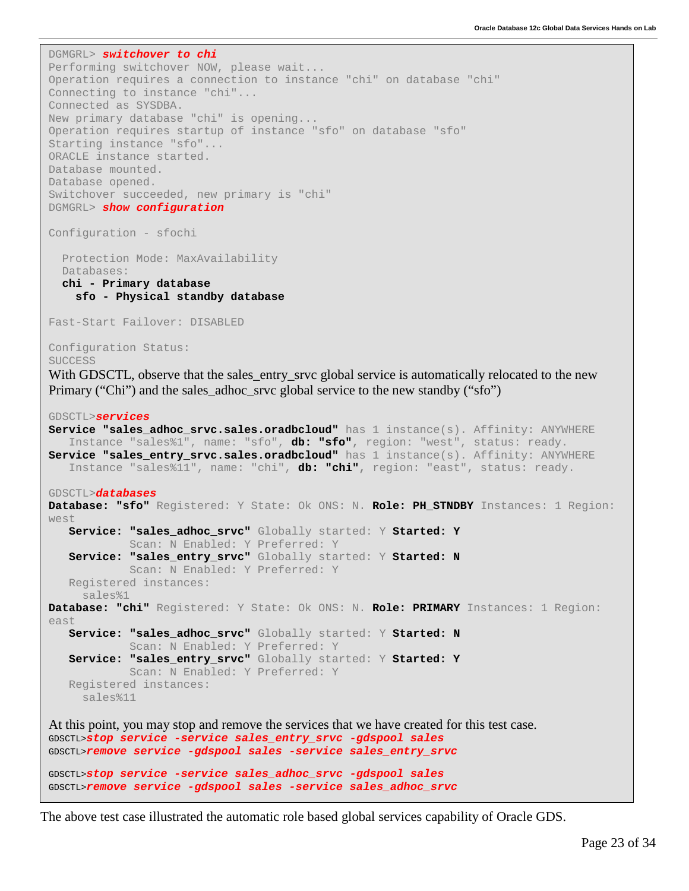```
DGMGRL> switchover to chi
Performing switchover NOW, please wait...
Operation requires a connection to instance "chi" on database "chi"
Connecting to instance "chi"...
Connected as SYSDBA.
New primary database "chi" is opening...
Operation requires startup of instance "sfo" on database "sfo"
Starting instance "sfo"...
ORACLE instance started.
Database mounted.
Database opened.
Switchover succeeded, new primary is "chi"
DGMGRL> show configuration

Configuration - sfochi

  Protection Mode: MaxAvailability
  Databases:
  chi - Primary database
    sfo - Physical standby database

Fast-Start Failover: DISABLED

Configuration Status:
SUCCESS
```

With GDSCTL, observe that the sales_entry_srvc global service is automatically relocated to the new Primary ("Chi") and the sales_adhoc_srvc global service to the new standby ("sfo")

```
GDSCTL>services
Service "sales_adhoc_srvc.sales.oradbcloud" has 1 instance(s). Affinity: ANYWHERE
   Instance "sales%1", name: "sfo", db: "sfo", region: "west", status: ready.
Service "sales_entry_srvc.sales.oradbcloud" has 1 instance(s). Affinity: ANYWHERE
   Instance "sales%11", name: "chi", db: "chi", region: "east", status: ready.

GDSCTL>databases
Database: "sfo" Registered: Y State: Ok ONS: N. Role: PH_STNDBY Instances: 1 Region: 
west
   Service: "sales_adhoc_srvc" Globally started: Y Started: Y
            Scan: N Enabled: Y Preferred: Y
   Service: "sales_entry_srvc" Globally started: Y Started: N
            Scan: N Enabled: Y Preferred: Y
   Registered instances:
     sales%1
Database: "chi" Registered: Y State: Ok ONS: N. Role: PRIMARY Instances: 1 Region: 
east
   Service: "sales_adhoc_srvc" Globally started: Y Started: N
            Scan: N Enabled: Y Preferred: Y
   Service: "sales_entry_srvc" Globally started: Y Started: Y
            Scan: N Enabled: Y Preferred: Y
   Registered instances:
     sales%11
```

At this point, you may stop and remove the services that we have created for this test case.

```
GDSCTL>stop service -service sales_entry_srvc -gdspool sales
GDSCTL>remove service -gdspool sales -service sales_entry_srvc

GDSCTL>stop service -service sales_adhoc_srvc -gdspool sales
GDSCTL>remove service -gdspool sales -service sales_adhoc_srvc
```

The above test case illustrated the automatic role based global services capability of Oracle GDS.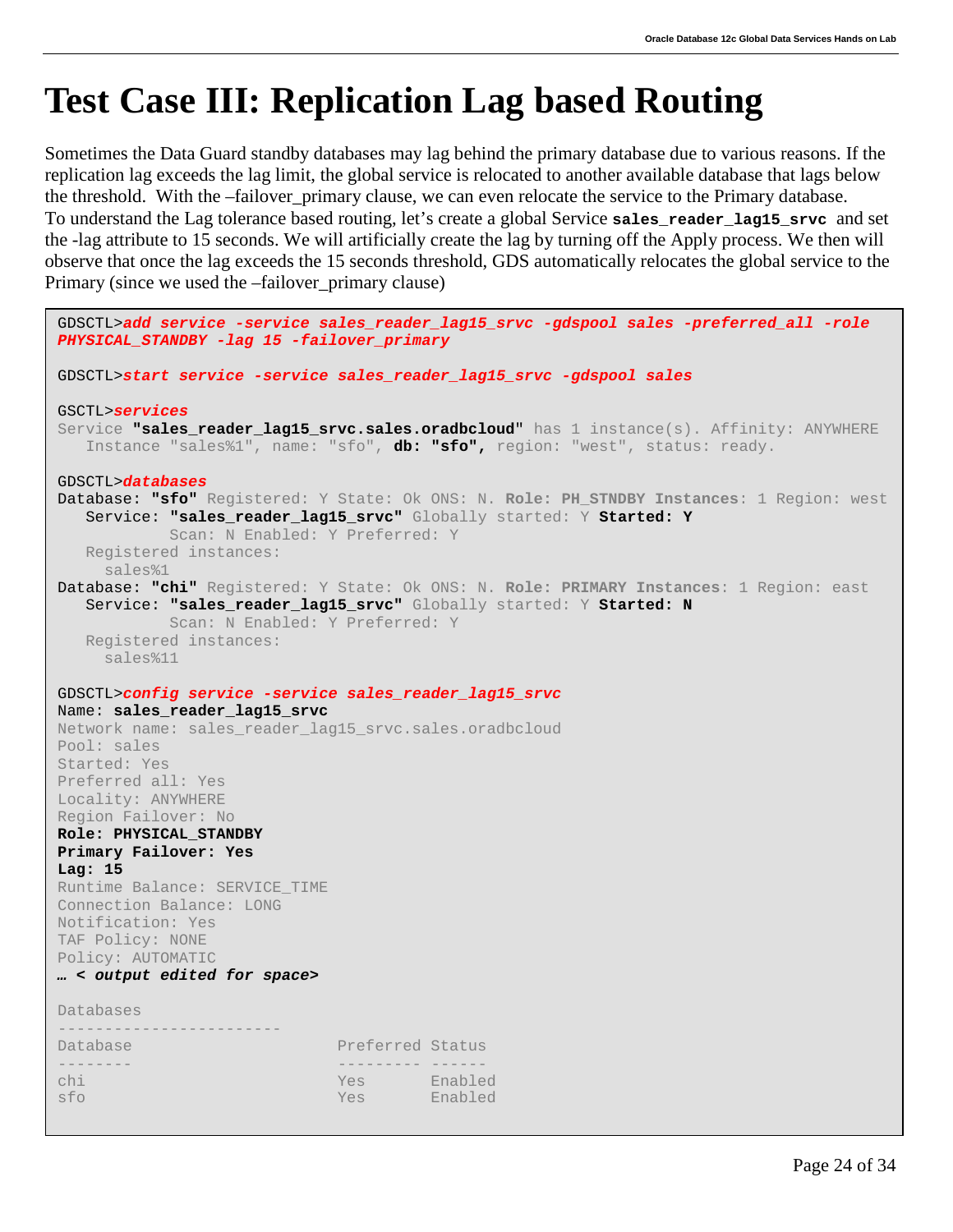# Test Case III: Replication Lag based Routing

Sometimes the Data Guard standby databases may lag behind the primary database due to various reasons. If the replication lag exceeds the lag limit, the global service is relocated to another available database that lags below the threshold. With the –failover_primary clause, we can even relocate the service to the Primary database. To understand the Lag tolerance based routing, let's create a global Service **sales_reader_lag15_srvc** and set the -lag attribute to 15 seconds. We will artificially create the lag by turning off the Apply process. We then will observe that once the lag exceeds the 15 seconds threshold, GDS automatically relocates the global service to the Primary (since we used the –failover_primary clause)

```
GDSCTL>add service -service sales_reader_lag15_srvc -gdspool sales -preferred_all -role
PHYSICAL_STANDBY -lag 15 -failover_primary

GDSCTL>start service -service sales_reader_lag15_srvc -gdspool sales

GSCTL>services
Service "sales_reader_lag15_srvc.sales.oradbcloud" has 1 instance(s). Affinity: ANYWHERE
   Instance "sales%1", name: "sfo", db: "sfo", region: "west", status: ready.

GDSCTL>databases
Database: "sfo" Registered: Y State: Ok ONS: N. Role: PH_STNDBY Instances: 1 Region: west
   Service: "sales_reader_lag15_srvc" Globally started: Y Started: Y
            Scan: N Enabled: Y Preferred: Y
   Registered instances:
     sales%1
Database: "chi" Registered: Y State: Ok ONS: N. Role: PRIMARY Instances: 1 Region: east
   Service: "sales_reader_lag15_srvc" Globally started: Y Started: N
            Scan: N Enabled: Y Preferred: Y
   Registered instances:
     sales%11

GDSCTL>config service -service sales_reader_lag15_srvc
Name: sales_reader_lag15_srvc
Network name: sales_reader_lag15_srvc.sales.oradbcloud
Pool: sales
Started: Yes
Preferred all: Yes
Locality: ANYWHERE
Region Failover: No
Role: PHYSICAL_STANDBY
Primary Failover: Yes
Lag: 15
Runtime Balance: SERVICE_TIME
Connection Balance: LONG
Notification: Yes
TAF Policy: NONE
Policy: AUTOMATIC
… < output edited for space>

Databases
------------------------
Database                      Preferred Status
--------                      --------- ------
chi                           Yes       Enabled
sfo                           Yes       Enabled
```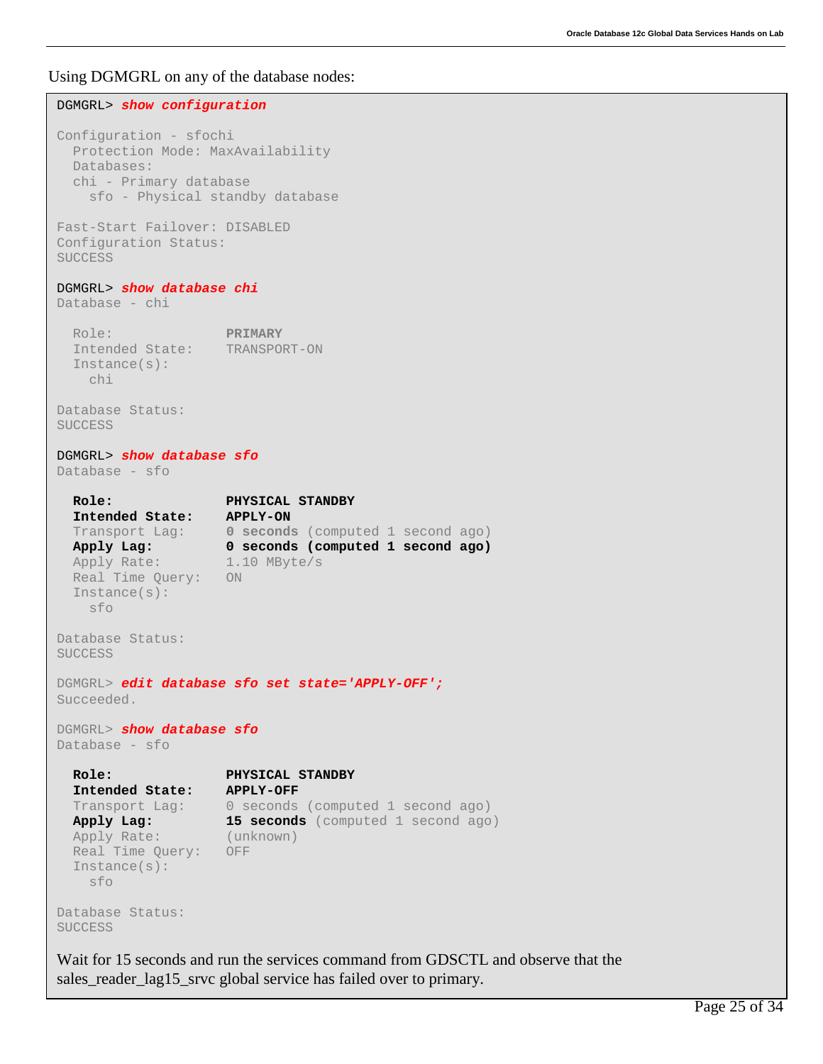Using DGMGRL on any of the database nodes:

```
DGMGRL> show configuration

Configuration - sfochi
  Protection Mode: MaxAvailability
  Databases:
  chi - Primary database
    sfo - Physical standby database

Fast-Start Failover: DISABLED
Configuration Status:
SUCCESS

DGMGRL> show database chi
Database - chi

  Role:              PRIMARY
  Intended State:    TRANSPORT-ON
  Instance(s):
    chi

Database Status:
SUCCESS

DGMGRL> show database sfo
Database - sfo

  Role:              PHYSICAL STANDBY
  Intended State:    APPLY-ON
  Transport Lag:     0 seconds (computed 1 second ago)
  Apply Lag:         0 seconds (computed 1 second ago)
  Apply Rate:        1.10 MByte/s
  Real Time Query:   ON
  Instance(s):
    sfo

Database Status:
SUCCESS

DGMGRL> edit database sfo set state='APPLY-OFF';
Succeeded.

DGMGRL> show database sfo
Database - sfo

  Role:              PHYSICAL STANDBY
  Intended State:    APPLY-OFF
  Transport Lag:     0 seconds (computed 1 second ago)
  Apply Lag:         15 seconds (computed 1 second ago)
  Apply Rate:        (unknown)
  Real Time Query:   OFF
  Instance(s):
    sfo

Database Status:
SUCCESS
```

Wait for 15 seconds and run the services command from GDSCTL and observe that the sales_reader_lag15_srvc global service has failed over to primary.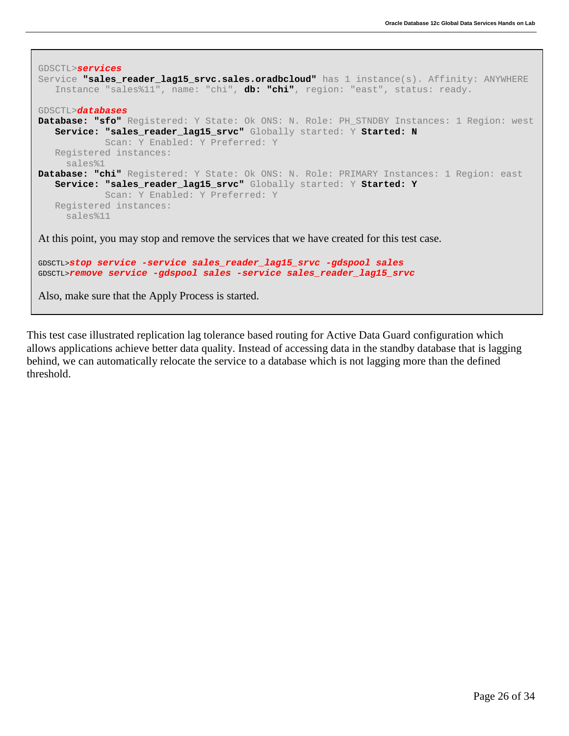```
GDSCTL>services
Service "sales_reader_lag15_srvc.sales.oradbcloud" has 1 instance(s). Affinity: ANYWHERE
   Instance "sales%11", name: "chi", db: "chi", region: "east", status: ready.

GDSCTL>databases
Database: "sfo" Registered: Y State: Ok ONS: N. Role: PH_STNDBY Instances: 1 Region: west
   Service: "sales_reader_lag15_srvc" Globally started: Y Started: N
            Scan: Y Enabled: Y Preferred: Y
   Registered instances:
     sales%1
Database: "chi" Registered: Y State: Ok ONS: N. Role: PRIMARY Instances: 1 Region: east
   Service: "sales_reader_lag15_srvc" Globally started: Y Started: Y
            Scan: Y Enabled: Y Preferred: Y
   Registered instances:
     sales%11
```

At this point, you may stop and remove the services that we have created for this test case.

```
GDSCTL>stop service -service sales_reader_lag15_srvc -gdspool sales
GDSCTL>remove service -gdspool sales -service sales_reader_lag15_srvc
```

Also, make sure that the Apply Process is started.

This test case illustrated replication lag tolerance based routing for Active Data Guard configuration which allows applications achieve better data quality. Instead of accessing data in the standby database that is lagging behind, we can automatically relocate the service to a database which is not lagging more than the defined threshold.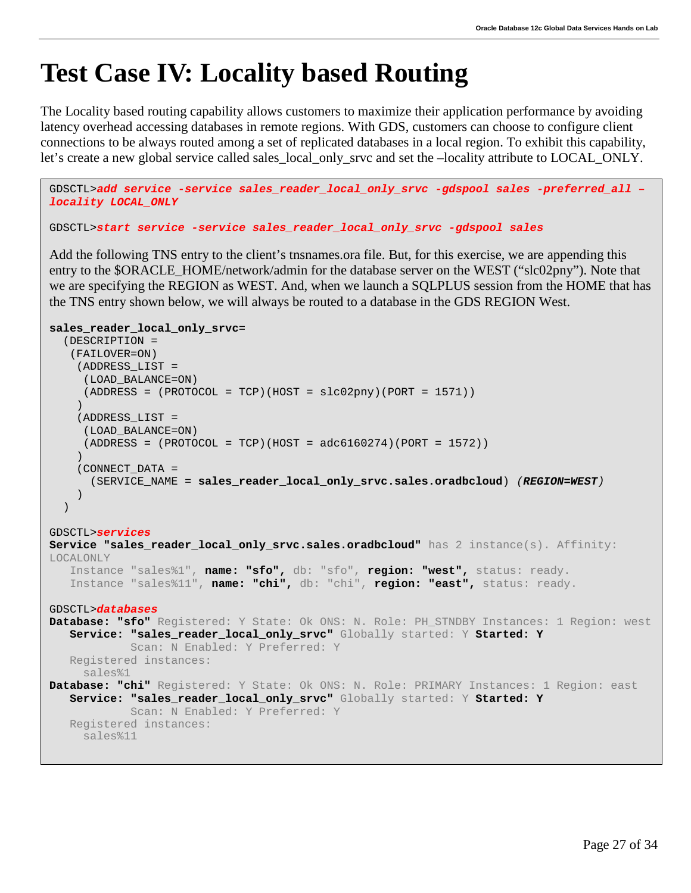# Test Case IV: Locality based Routing

The Locality based routing capability allows customers to maximize their application performance by avoiding latency overhead accessing databases in remote regions. With GDS, customers can choose to configure client connections to be always routed among a set of replicated databases in a local region. To exhibit this capability, let's create a new global service called sales_local_only_srvc and set the –locality attribute to LOCAL_ONLY.

```
GDSCTL>add service -service sales_reader_local_only_srvc -gdspool sales -preferred_all –
locality LOCAL_ONLY

GDSCTL>start service -service sales_reader_local_only_srvc -gdspool sales
```

Add the following TNS entry to the client's tnsnames.ora file. But, for this exercise, we are appending this entry to the $ORACLE_HOME/network/admin for the database server on the WEST ("slc02pny"). Note that we are specifying the REGION as WEST. And, when we launch a SQLPLUS session from the HOME that has the TNS entry shown below, we will always be routed to a database in the GDS REGION West.

```
sales_reader_local_only_srvc=
  (DESCRIPTION =
   (FAILOVER=ON)
    (ADDRESS_LIST =
     (LOAD_BALANCE=ON)
     (ADDRESS = (PROTOCOL = TCP)(HOST = slc02pny)(PORT = 1571))
    )
    (ADDRESS_LIST =
     (LOAD_BALANCE=ON)
     (ADDRESS = (PROTOCOL = TCP)(HOST = adc6160274)(PORT = 1572))
    )
    (CONNECT_DATA =
      (SERVICE_NAME = sales_reader_local_only_srvc.sales.oradbcloud) (REGION=WEST)
    )
  )

GDSCTL>services
Service "sales_reader_local_only_srvc.sales.oradbcloud" has 2 instance(s). Affinity:
LOCALONLY
   Instance "sales%1", name: "sfo", db: "sfo", region: "west", status: ready.
   Instance "sales%11", name: "chi", db: "chi", region: "east", status: ready.

GDSCTL>databases
Database: "sfo" Registered: Y State: Ok ONS: N. Role: PH_STNDBY Instances: 1 Region: west
   Service: "sales_reader_local_only_srvc" Globally started: Y Started: Y
            Scan: N Enabled: Y Preferred: Y
   Registered instances:
     sales%1
Database: "chi" Registered: Y State: Ok ONS: N. Role: PRIMARY Instances: 1 Region: east
   Service: "sales_reader_local_only_srvc" Globally started: Y Started: Y
            Scan: N Enabled: Y Preferred: Y
   Registered instances:
     sales%11
```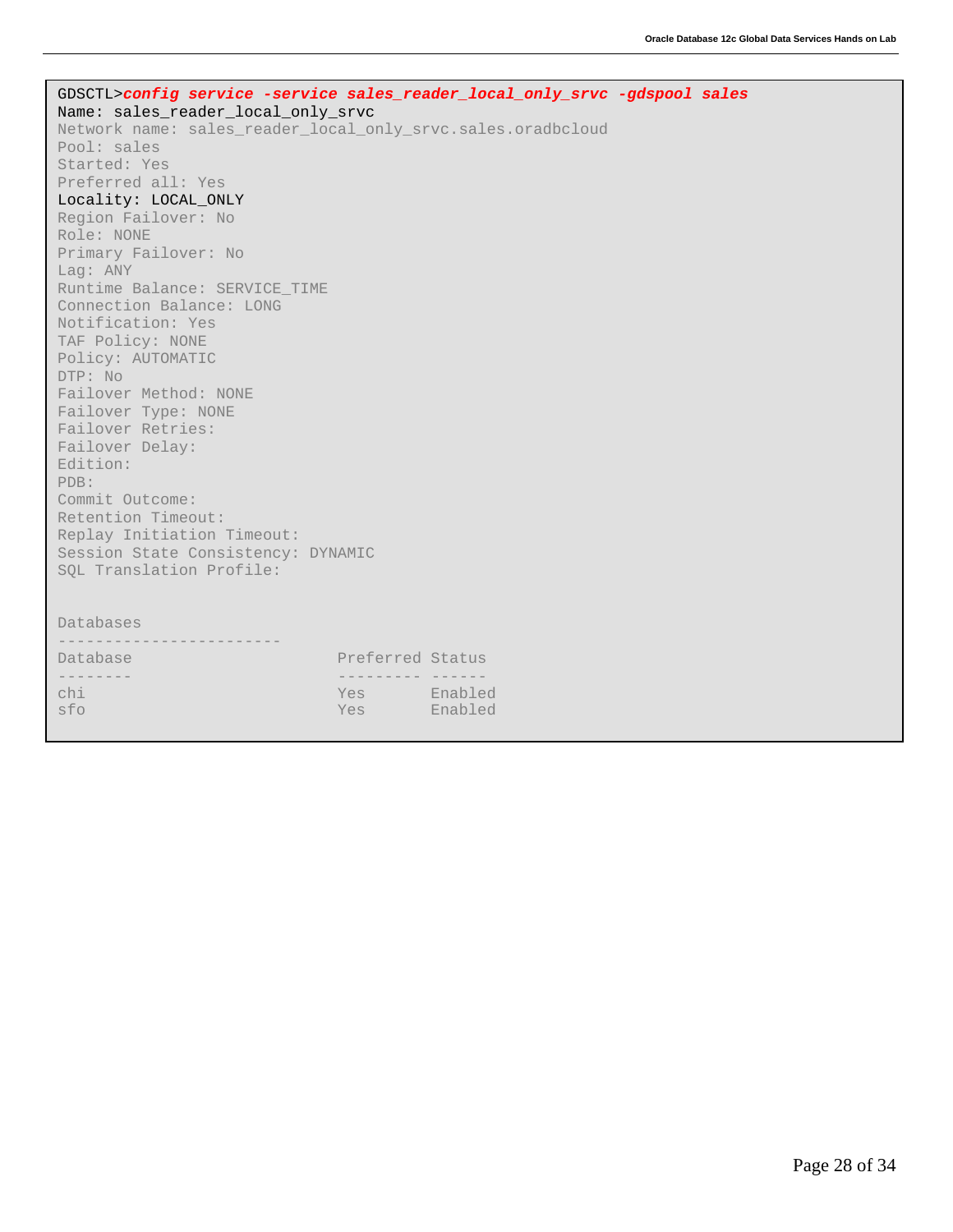```
GDSCTL>config service -service sales_reader_local_only_srvc -gdspool sales
Name: sales_reader_local_only_srvc
Network name: sales_reader_local_only_srvc.sales.oradbcloud
Pool: sales
Started: Yes
Preferred all: Yes
Locality: LOCAL_ONLY
Region Failover: No
Role: NONE
Primary Failover: No
Lag: ANY
Runtime Balance: SERVICE_TIME
Connection Balance: LONG
Notification: Yes
TAF Policy: NONE
Policy: AUTOMATIC
DTP: No
Failover Method: NONE
Failover Type: NONE
Failover Retries:
Failover Delay:
Edition:
PDB:
Commit Outcome:
Retention Timeout:
Replay Initiation Timeout:
Session State Consistency: DYNAMIC
SQL Translation Profile:


Databases
------------------------
Database                      Preferred Status
--------                      --------- ------
chi                           Yes       Enabled
sfo                           Yes       Enabled
```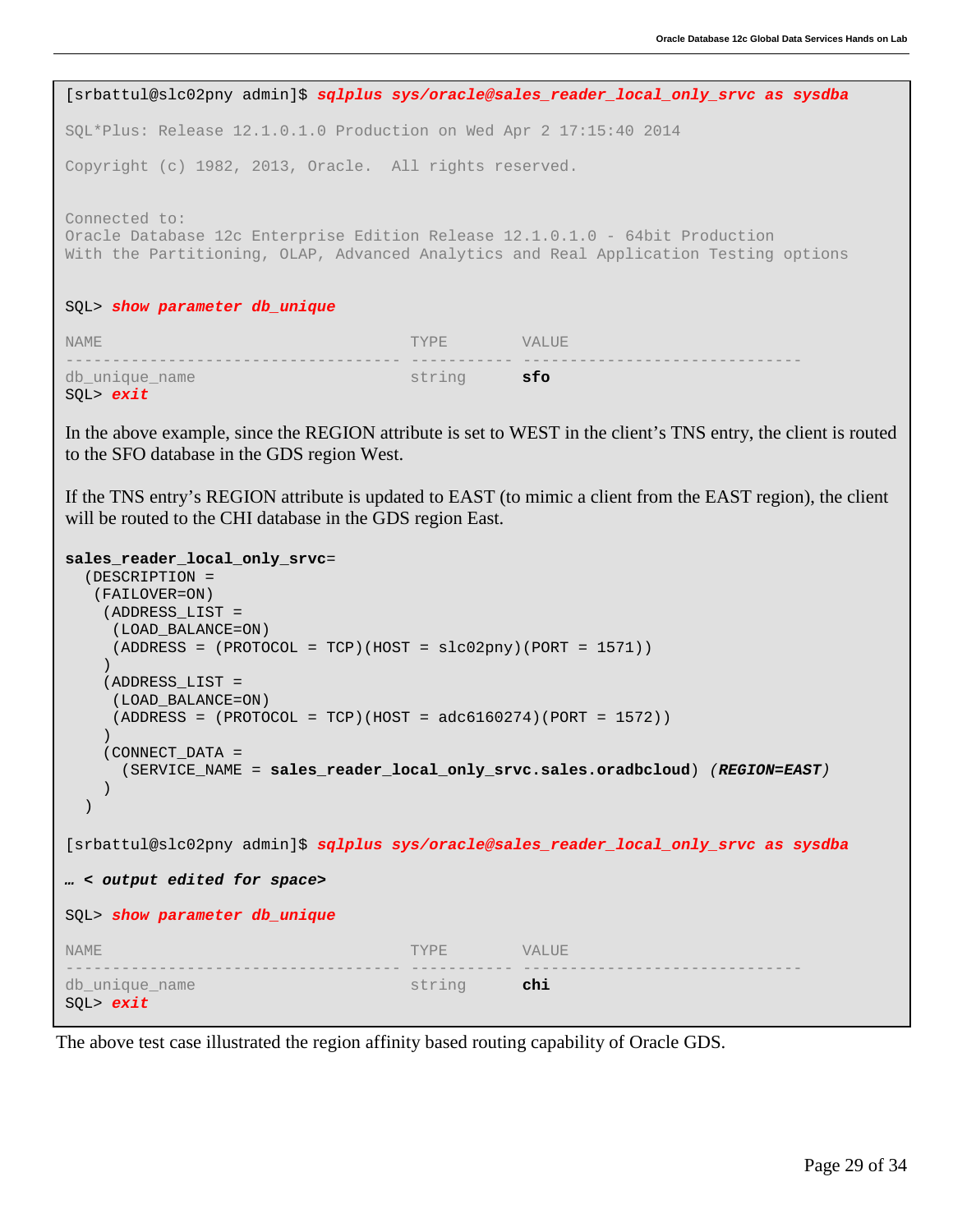```
[srbattul@slc02pny admin]$ sqlplus sys/oracle@sales_reader_local_only_srvc as sysdba

SQL*Plus: Release 12.1.0.1.0 Production on Wed Apr 2 17:15:40 2014

Copyright (c) 1982, 2013, Oracle.  All rights reserved.


Connected to:
Oracle Database 12c Enterprise Edition Release 12.1.0.1.0 - 64bit Production
With the Partitioning, OLAP, Advanced Analytics and Real Application Testing options


SQL> show parameter db_unique

NAME                                 TYPE        VALUE
------------------------------------ ----------- ------------------------------
db_unique_name                       string      sfo
SQL> exit
```

In the above example, since the REGION attribute is set to WEST in the client's TNS entry, the client is routed to the SFO database in the GDS region West.

If the TNS entry's REGION attribute is updated to EAST (to mimic a client from the EAST region), the client will be routed to the CHI database in the GDS region East.

```
sales_reader_local_only_srvc=
  (DESCRIPTION =
   (FAILOVER=ON)
    (ADDRESS_LIST =
     (LOAD_BALANCE=ON)
     (ADDRESS = (PROTOCOL = TCP)(HOST = slc02pny)(PORT = 1571))
    )
    (ADDRESS_LIST =
     (LOAD_BALANCE=ON)
     (ADDRESS = (PROTOCOL = TCP)(HOST = adc6160274)(PORT = 1572))
    )
    (CONNECT_DATA =
      (SERVICE_NAME = sales_reader_local_only_srvc.sales.oradbcloud) (REGION=EAST)
    )
  )

[srbattul@slc02pny admin]$ sqlplus sys/oracle@sales_reader_local_only_srvc as sysdba

… < output edited for space>

SQL> show parameter db_unique

NAME                                 TYPE        VALUE
------------------------------------ ----------- ------------------------------
db_unique_name                       string      chi
SQL> exit
```

The above test case illustrated the region affinity based routing capability of Oracle GDS.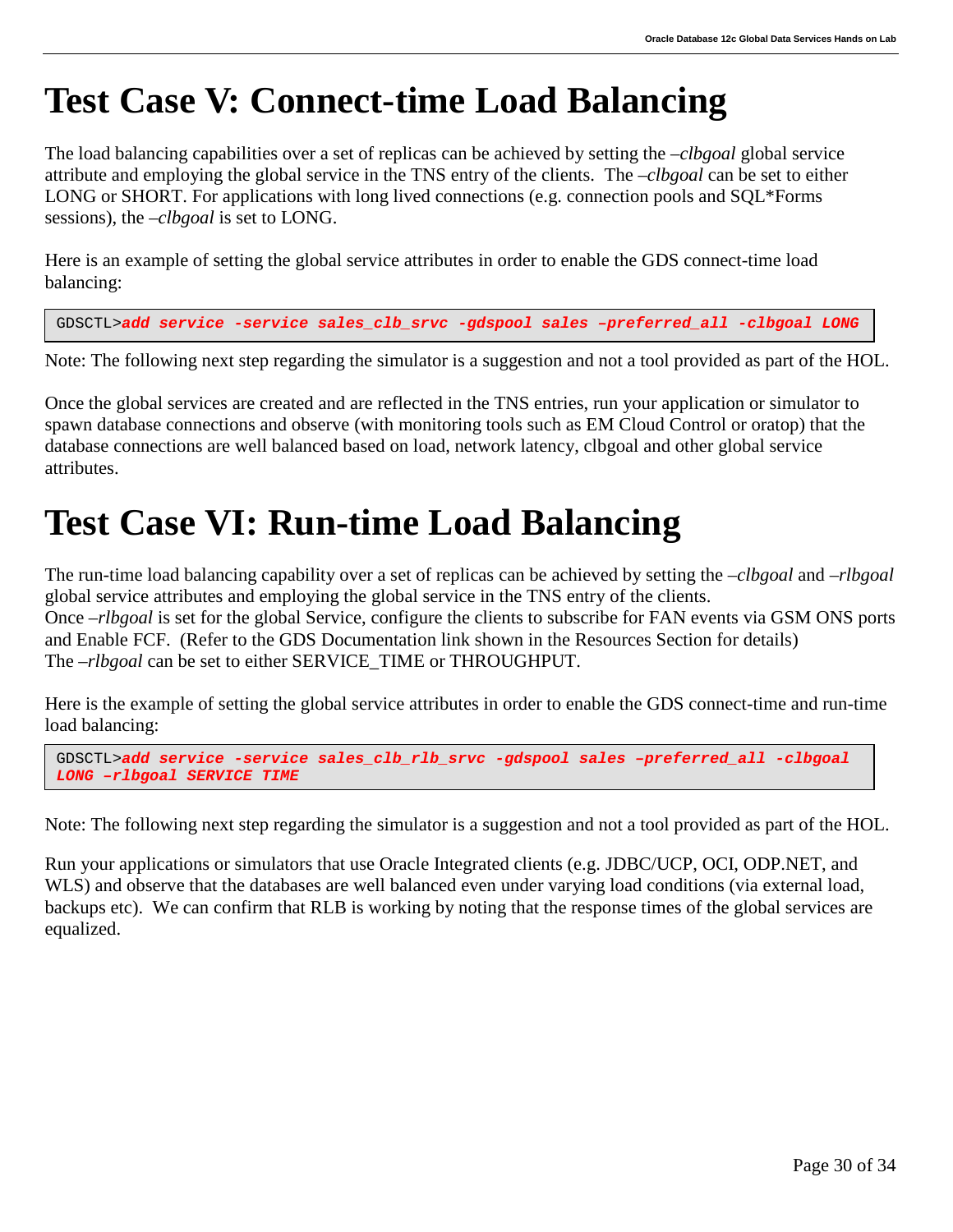# Test Case V: Connect-time Load Balancing

The load balancing capabilities over a set of replicas can be achieved by setting the *–clbgoal* global service attribute and employing the global service in the TNS entry of the clients. The *–clbgoal* can be set to either LONG or SHORT. For applications with long lived connections (e.g. connection pools and SQL*Forms sessions), the *–clbgoal* is set to LONG.

Here is an example of setting the global service attributes in order to enable the GDS connect-time load balancing:

```
GDSCTL>add service -service sales_clb_srvc -gdspool sales –preferred_all -clbgoal LONG
```

Note: The following next step regarding the simulator is a suggestion and not a tool provided as part of the HOL.

Once the global services are created and are reflected in the TNS entries, run your application or simulator to spawn database connections and observe (with monitoring tools such as EM Cloud Control or oratop) that the database connections are well balanced based on load, network latency, clbgoal and other global service attributes.

# Test Case VI: Run-time Load Balancing

The run-time load balancing capability over a set of replicas can be achieved by setting the *–clbgoal* and *–rlbgoal* global service attributes and employing the global service in the TNS entry of the clients.
Once *–rlbgoal* is set for the global Service, configure the clients to subscribe for FAN events via GSM ONS ports and Enable FCF. (Refer to the GDS Documentation link shown in the Resources Section for details)
The *–rlbgoal* can be set to either SERVICE_TIME or THROUGHPUT.

Here is the example of setting the global service attributes in order to enable the GDS connect-time and run-time load balancing:

```
GDSCTL>add service -service sales_clb_rlb_srvc -gdspool sales –preferred_all -clbgoal
LONG –rlbgoal SERVICE TIME
```

Note: The following next step regarding the simulator is a suggestion and not a tool provided as part of the HOL.

Run your applications or simulators that use Oracle Integrated clients (e.g. JDBC/UCP, OCI, ODP.NET, and WLS) and observe that the databases are well balanced even under varying load conditions (via external load, backups etc). We can confirm that RLB is working by noting that the response times of the global services are equalized.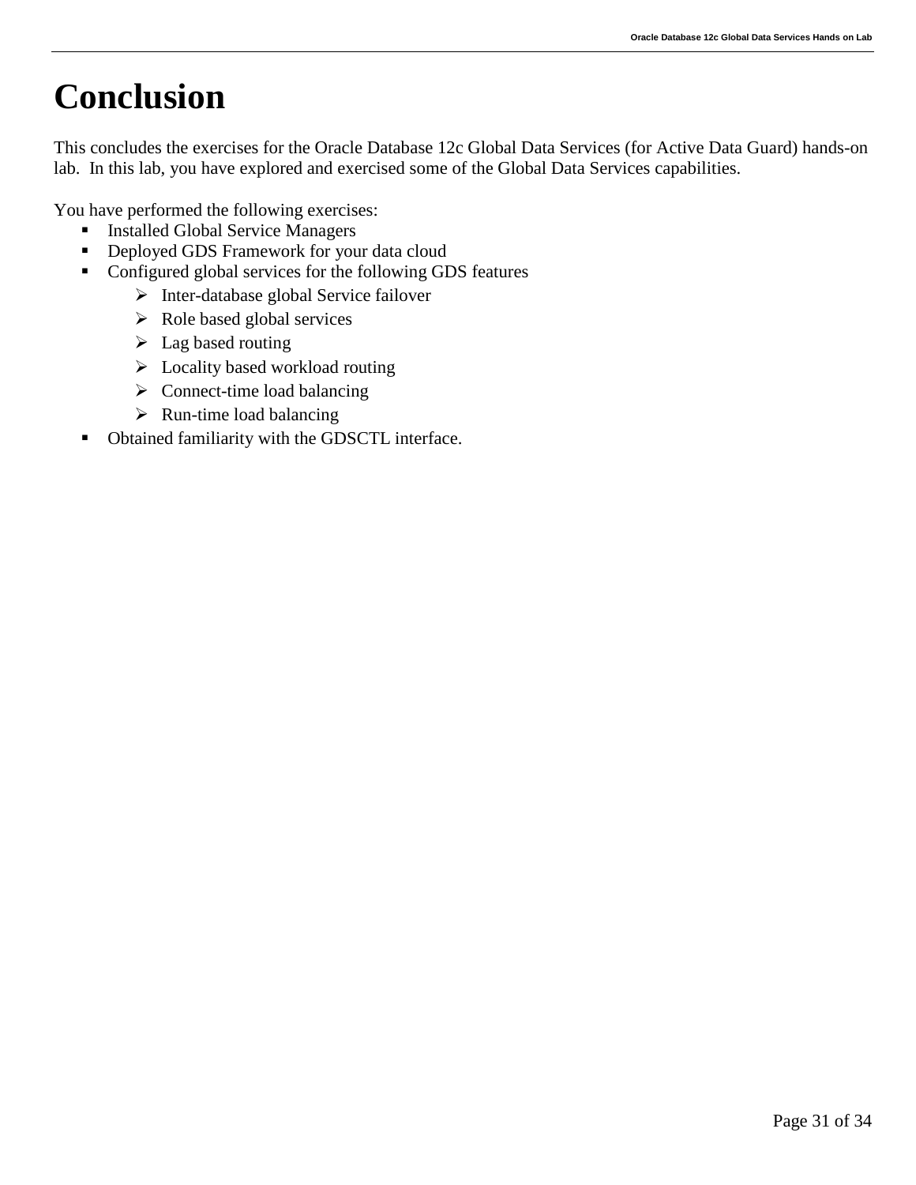# Conclusion

This concludes the exercises for the Oracle Database 12c Global Data Services (for Active Data Guard) hands-on lab. In this lab, you have explored and exercised some of the Global Data Services capabilities.

You have performed the following exercises:

- Installed Global Service Managers
- Deployed GDS Framework for your data cloud
- Configured global services for the following GDS features
  - Inter-database global Service failover
  - Role based global services
  - Lag based routing
  - Locality based workload routing
  - Connect-time load balancing
  - Run-time load balancing
- Obtained familiarity with the GDSCTL interface.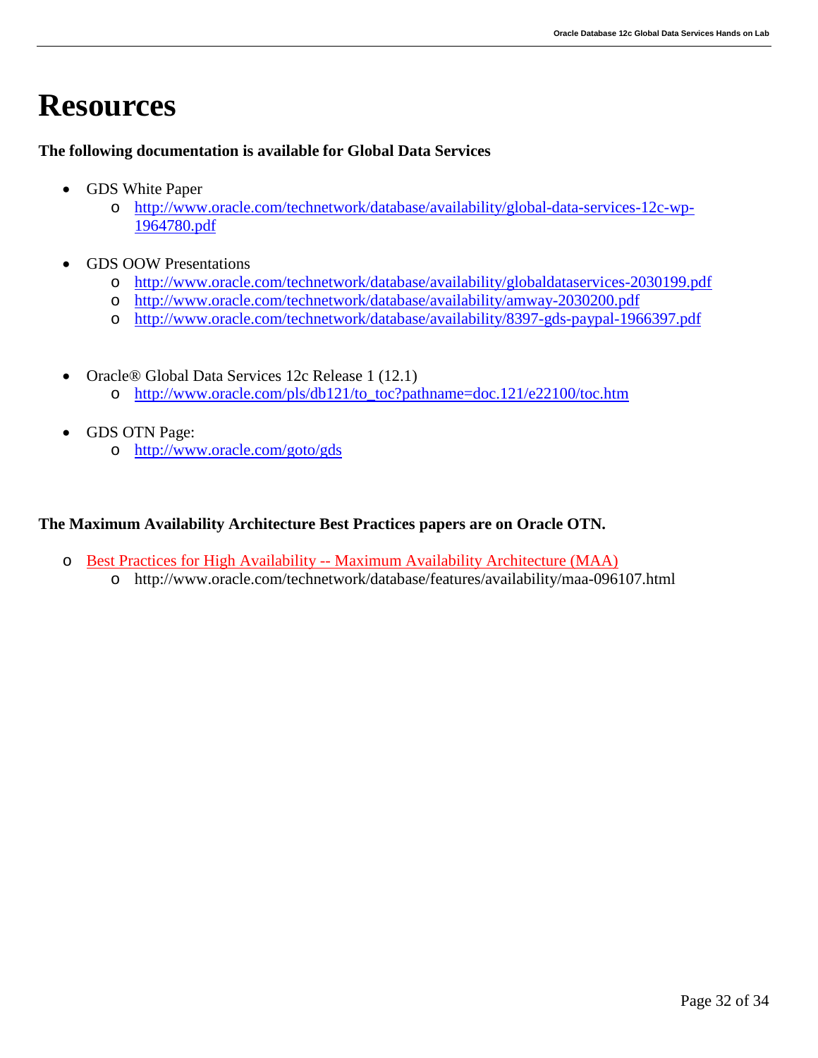# Resources

**The following documentation is available for Global Data Services**

- GDS White Paper
  - [http://www.oracle.com/technetwork/database/availability/global-data-services-12c-wp-1964780.pdf](http://www.oracle.com/technetwork/database/availability/global-data-services-12c-wp-1964780.pdf)

- GDS OOW Presentations
  - [http://www.oracle.com/technetwork/database/availability/globaldataservices-2030199.pdf](http://www.oracle.com/technetwork/database/availability/globaldataservices-2030199.pdf)
  - [http://www.oracle.com/technetwork/database/availability/amway-2030200.pdf](http://www.oracle.com/technetwork/database/availability/amway-2030200.pdf)
  - [http://www.oracle.com/technetwork/database/availability/8397-gds-paypal-1966397.pdf](http://www.oracle.com/technetwork/database/availability/8397-gds-paypal-1966397.pdf)

- Oracle® Global Data Services 12c Release 1 (12.1)
  - [http://www.oracle.com/pls/db121/to_toc?pathname=doc.121/e22100/toc.htm](http://www.oracle.com/pls/db121/to_toc?pathname=doc.121/e22100/toc.htm)

- GDS OTN Page:
  - [http://www.oracle.com/goto/gds](http://www.oracle.com/goto/gds)

**The Maximum Availability Architecture Best Practices papers are on Oracle OTN.**

- Best Practices for High Availability -- Maximum Availability Architecture (MAA)
  - http://www.oracle.com/technetwork/database/features/availability/maa-096107.html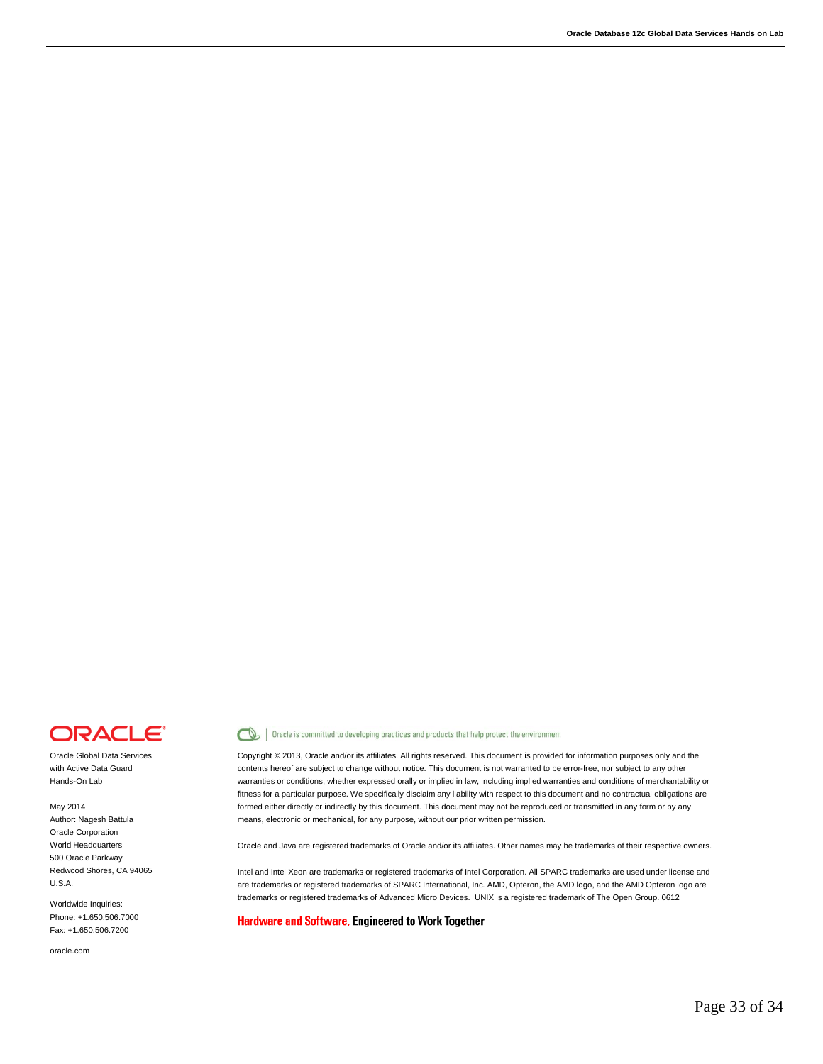ORACLE

Oracle Global Data Services
with Active Data Guard
Hands-On Lab

May 2014
Author: Nagesh Battula
Oracle Corporation
World Headquarters
500 Oracle Parkway
Redwood Shores, CA 94065
U.S.A.

Worldwide Inquiries:
Phone: +1.650.506.7000
Fax: +1.650.506.7200

oracle.com

Oracle is committed to developing practices and products that help protect the environment

Copyright © 2013, Oracle and/or its affiliates. All rights reserved. This document is provided for information purposes only and the contents hereof are subject to change without notice. This document is not warranted to be error-free, nor subject to any other warranties or conditions, whether expressed orally or implied in law, including implied warranties and conditions of merchantability or fitness for a particular purpose. We specifically disclaim any liability with respect to this document and no contractual obligations are formed either directly or indirectly by this document. This document may not be reproduced or transmitted in any form or by any means, electronic or mechanical, for any purpose, without our prior written permission.

Oracle and Java are registered trademarks of Oracle and/or its affiliates. Other names may be trademarks of their respective owners.

Intel and Intel Xeon are trademarks or registered trademarks of Intel Corporation. All SPARC trademarks are used under license and are trademarks or registered trademarks of SPARC International, Inc. AMD, Opteron, the AMD logo, and the AMD Opteron logo are trademarks or registered trademarks of Advanced Micro Devices. UNIX is a registered trademark of The Open Group. 0612

**Hardware and Software, Engineered to Work Together**